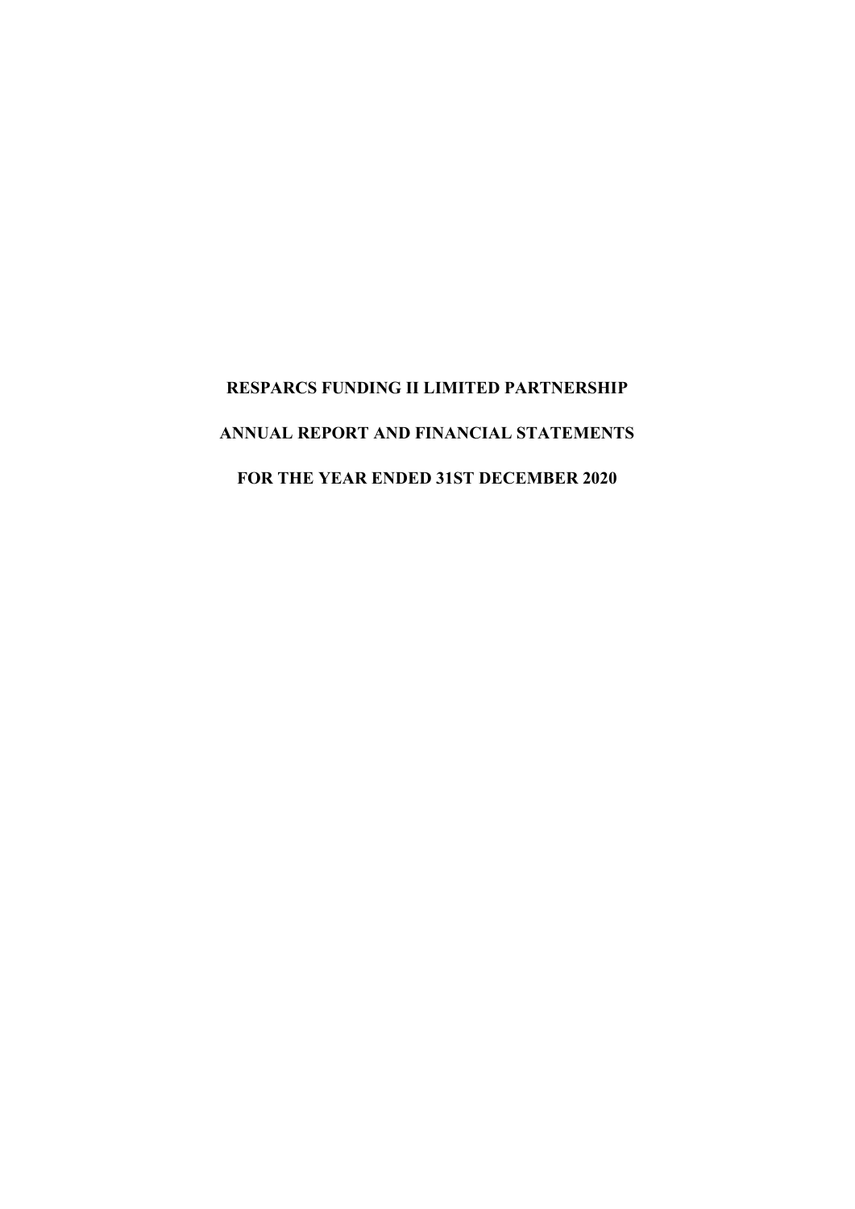# RESPARCS FUNDING II LIMITED PARTNERSHIP

## ANNUAL REPORT AND FINANCIAL STATEMENTS

## FOR THE YEAR ENDED 31ST DECEMBER 2020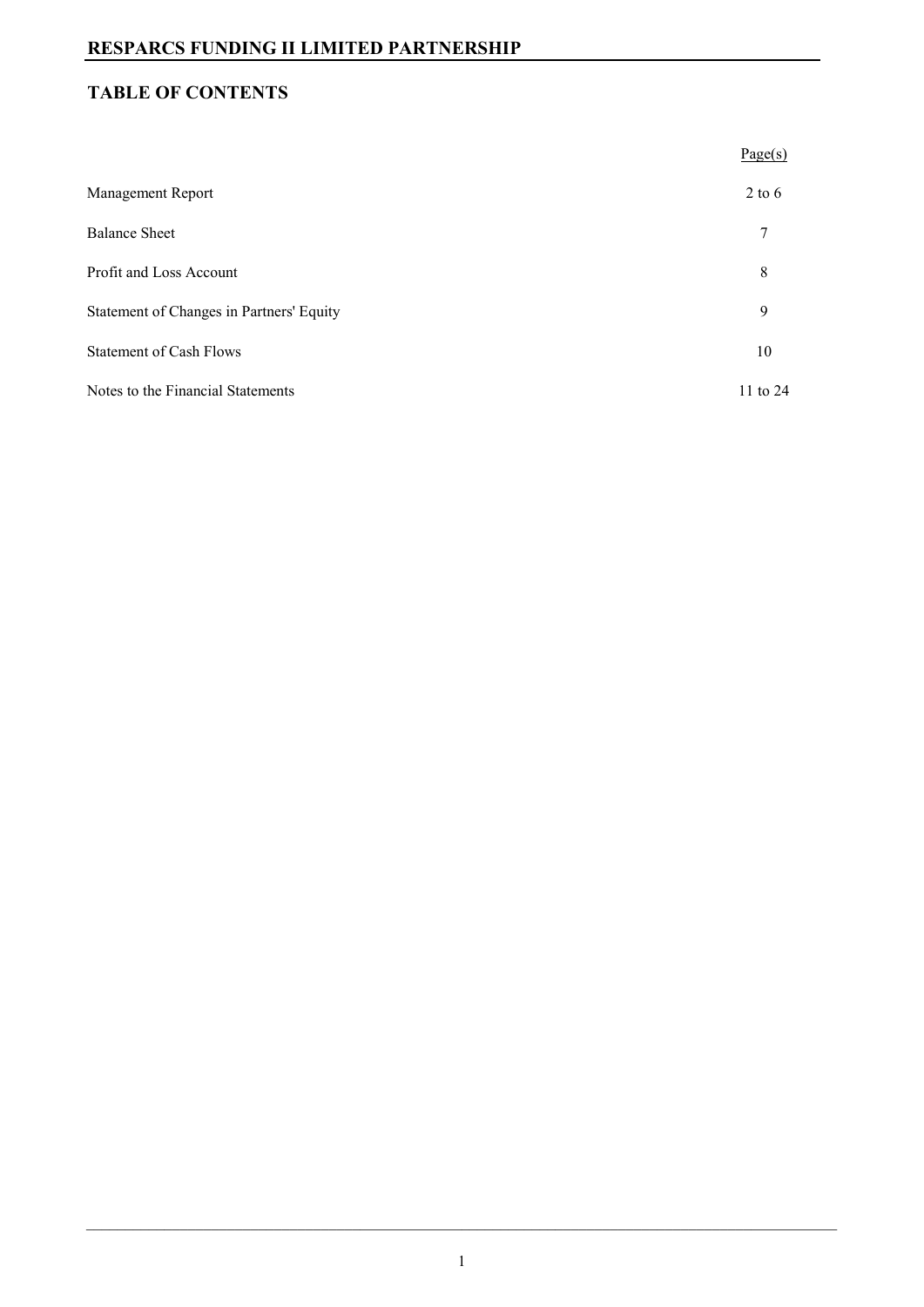# RESPARCS FUNDING II LIMITED PARTNERSHIP

## TABLE OF CONTENTS

| | Page(s) |
|---|---|
| Management Report | 2 to 6 |
| Balance Sheet | 7 |
| Profit and Loss Account | 8 |
| Statement of Changes in Partners' Equity | 9 |
| Statement of Cash Flows | 10 |
| Notes to the Financial Statements | 11 to 24 |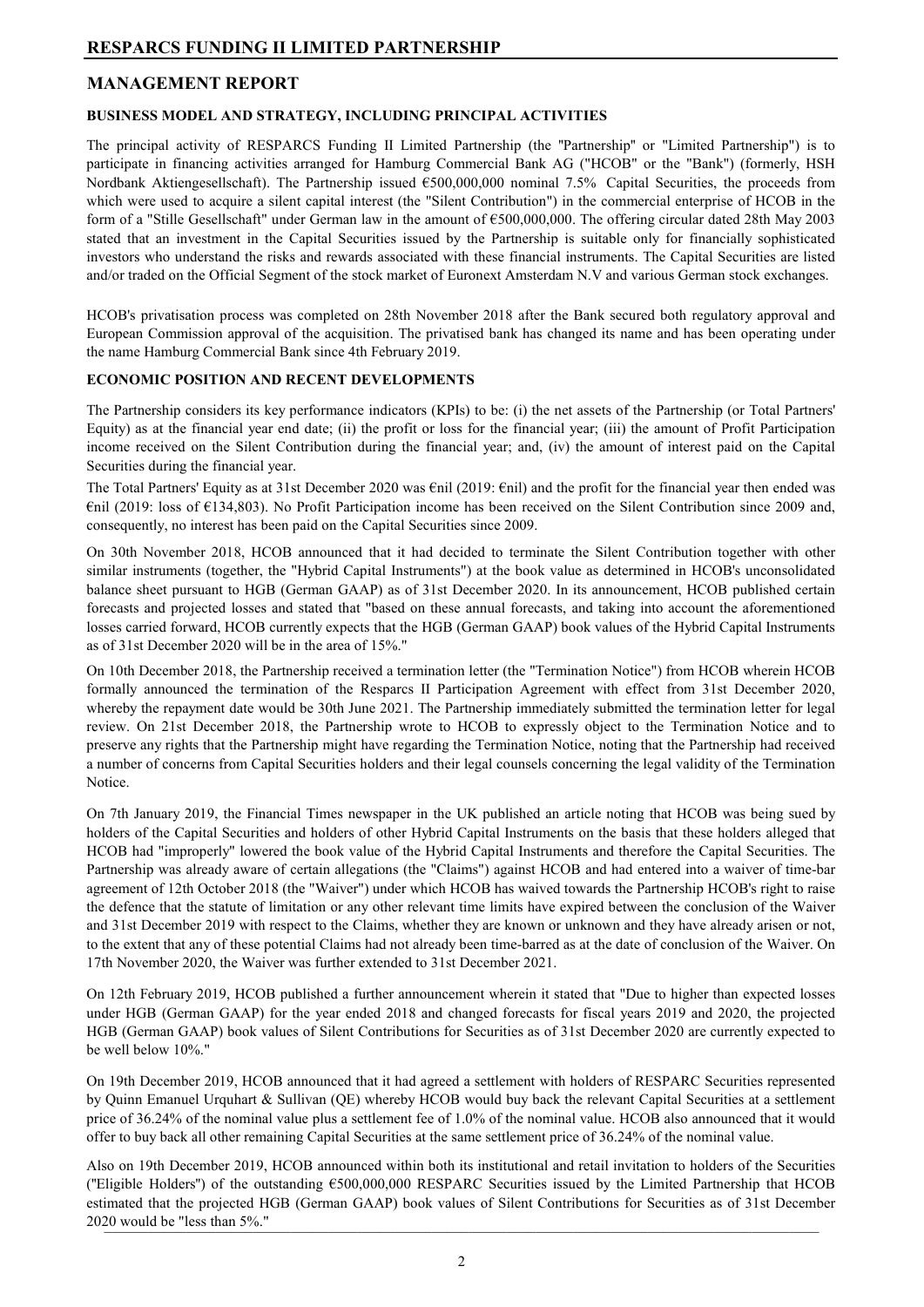## MANAGEMENT REPORT

### BUSINESS MODEL AND STRATEGY, INCLUDING PRINCIPAL ACTIVITIES

The principal activity of RESPARCS Funding II Limited Partnership (the "Partnership" or "Limited Partnership") is to participate in financing activities arranged for Hamburg Commercial Bank AG ("HCOB" or the "Bank") (formerly, HSH Nordbank Aktiengesellschaft). The Partnership issued €500,000,000 nominal 7.5% Capital Securities, the proceeds from which were used to acquire a silent capital interest (the "Silent Contribution") in the commercial enterprise of HCOB in the form of a "Stille Gesellschaft" under German law in the amount of €500,000,000. The offering circular dated 28th May 2003 stated that an investment in the Capital Securities issued by the Partnership is suitable only for financially sophisticated investors who understand the risks and rewards associated with these financial instruments. The Capital Securities are listed and/or traded on the Official Segment of the stock market of Euronext Amsterdam N.V and various German stock exchanges.

HCOB's privatisation process was completed on 28th November 2018 after the Bank secured both regulatory approval and European Commission approval of the acquisition. The privatised bank has changed its name and has been operating under the name Hamburg Commercial Bank since 4th February 2019.

### ECONOMIC POSITION AND RECENT DEVELOPMENTS

The Partnership considers its key performance indicators (KPIs) to be: (i) the net assets of the Partnership (or Total Partners' Equity) as at the financial year end date; (ii) the profit or loss for the financial year; (iii) the amount of Profit Participation income received on the Silent Contribution during the financial year; and, (iv) the amount of interest paid on the Capital Securities during the financial year.

The Total Partners' Equity as at 31st December 2020 was €nil (2019: €nil) and the profit for the financial year then ended was €nil (2019: loss of €134,803). No Profit Participation income has been received on the Silent Contribution since 2009 and, consequently, no interest has been paid on the Capital Securities since 2009.

On 30th November 2018, HCOB announced that it had decided to terminate the Silent Contribution together with other similar instruments (together, the "Hybrid Capital Instruments") at the book value as determined in HCOB's unconsolidated balance sheet pursuant to HGB (German GAAP) as of 31st December 2020. In its announcement, HCOB published certain forecasts and projected losses and stated that "based on these annual forecasts, and taking into account the aforementioned losses carried forward, HCOB currently expects that the HGB (German GAAP) book values of the Hybrid Capital Instruments as of 31st December 2020 will be in the area of 15%."

On 10th December 2018, the Partnership received a termination letter (the "Termination Notice") from HCOB wherein HCOB formally announced the termination of the Resparcs II Participation Agreement with effect from 31st December 2020, whereby the repayment date would be 30th June 2021. The Partnership immediately submitted the termination letter for legal review. On 21st December 2018, the Partnership wrote to HCOB to expressly object to the Termination Notice and to preserve any rights that the Partnership might have regarding the Termination Notice, noting that the Partnership had received a number of concerns from Capital Securities holders and their legal counsels concerning the legal validity of the Termination Notice.

On 7th January 2019, the Financial Times newspaper in the UK published an article noting that HCOB was being sued by holders of the Capital Securities and holders of other Hybrid Capital Instruments on the basis that these holders alleged that HCOB had "improperly" lowered the book value of the Hybrid Capital Instruments and therefore the Capital Securities. The Partnership was already aware of certain allegations (the "Claims") against HCOB and had entered into a waiver of time-bar agreement of 12th October 2018 (the "Waiver") under which HCOB has waived towards the Partnership HCOB's right to raise the defence that the statute of limitation or any other relevant time limits have expired between the conclusion of the Waiver and 31st December 2019 with respect to the Claims, whether they are known or unknown and they have already arisen or not, to the extent that any of these potential Claims had not already been time-barred as at the date of conclusion of the Waiver. On 17th November 2020, the Waiver was further extended to 31st December 2021.

On 12th February 2019, HCOB published a further announcement wherein it stated that "Due to higher than expected losses under HGB (German GAAP) for the year ended 2018 and changed forecasts for fiscal years 2019 and 2020, the projected HGB (German GAAP) book values of Silent Contributions for Securities as of 31st December 2020 are currently expected to be well below 10%."

On 19th December 2019, HCOB announced that it had agreed a settlement with holders of RESPARC Securities represented by Quinn Emanuel Urquhart & Sullivan (QE) whereby HCOB would buy back the relevant Capital Securities at a settlement price of 36.24% of the nominal value plus a settlement fee of 1.0% of the nominal value. HCOB also announced that it would offer to buy back all other remaining Capital Securities at the same settlement price of 36.24% of the nominal value.

Also on 19th December 2019, HCOB announced within both its institutional and retail invitation to holders of the Securities ("Eligible Holders") of the outstanding €500,000,000 RESPARC Securities issued by the Limited Partnership that HCOB estimated that the projected HGB (German GAAP) book values of Silent Contributions for Securities as of 31st December 2020 would be "less than 5%."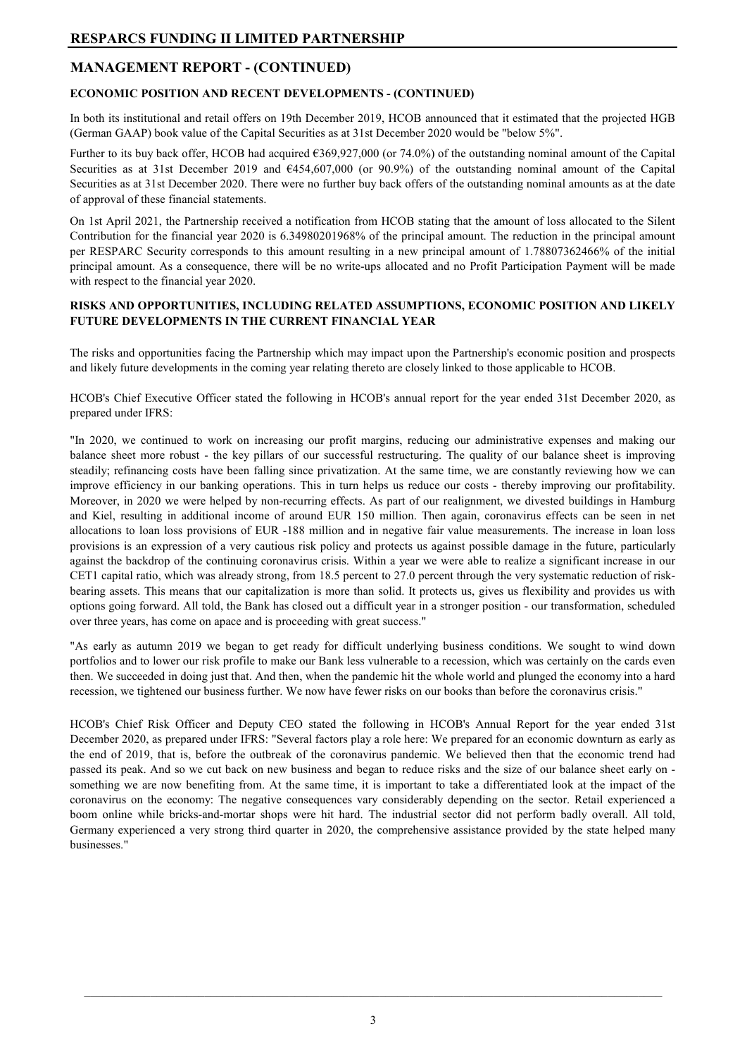## MANAGEMENT REPORT - (CONTINUED)

### ECONOMIC POSITION AND RECENT DEVELOPMENTS - (CONTINUED)

In both its institutional and retail offers on 19th December 2019, HCOB announced that it estimated that the projected HGB (German GAAP) book value of the Capital Securities as at 31st December 2020 would be "below 5%".

Further to its buy back offer, HCOB had acquired €369,927,000 (or 74.0%) of the outstanding nominal amount of the Capital Securities as at 31st December 2019 and €454,607,000 (or 90.9%) of the outstanding nominal amount of the Capital Securities as at 31st December 2020. There were no further buy back offers of the outstanding nominal amounts as at the date of approval of these financial statements.

On 1st April 2021, the Partnership received a notification from HCOB stating that the amount of loss allocated to the Silent Contribution for the financial year 2020 is 6.34980201968% of the principal amount. The reduction in the principal amount per RESPARC Security corresponds to this amount resulting in a new principal amount of 1.78807362466% of the initial principal amount. As a consequence, there will be no write-ups allocated and no Profit Participation Payment will be made with respect to the financial year 2020.

### RISKS AND OPPORTUNITIES, INCLUDING RELATED ASSUMPTIONS, ECONOMIC POSITION AND LIKELY FUTURE DEVELOPMENTS IN THE CURRENT FINANCIAL YEAR

The risks and opportunities facing the Partnership which may impact upon the Partnership's economic position and prospects and likely future developments in the coming year relating thereto are closely linked to those applicable to HCOB.

HCOB's Chief Executive Officer stated the following in HCOB's annual report for the year ended 31st December 2020, as prepared under IFRS:

"In 2020, we continued to work on increasing our profit margins, reducing our administrative expenses and making our balance sheet more robust - the key pillars of our successful restructuring. The quality of our balance sheet is improving steadily; refinancing costs have been falling since privatization. At the same time, we are constantly reviewing how we can improve efficiency in our banking operations. This in turn helps us reduce our costs - thereby improving our profitability. Moreover, in 2020 we were helped by non-recurring effects. As part of our realignment, we divested buildings in Hamburg and Kiel, resulting in additional income of around EUR 150 million. Then again, coronavirus effects can be seen in net allocations to loan loss provisions of EUR -188 million and in negative fair value measurements. The increase in loan loss provisions is an expression of a very cautious risk policy and protects us against possible damage in the future, particularly against the backdrop of the continuing coronavirus crisis. Within a year we were able to realize a significant increase in our CET1 capital ratio, which was already strong, from 18.5 percent to 27.0 percent through the very systematic reduction of risk-bearing assets. This means that our capitalization is more than solid. It protects us, gives us flexibility and provides us with options going forward. All told, the Bank has closed out a difficult year in a stronger position - our transformation, scheduled over three years, has come on apace and is proceeding with great success."

"As early as autumn 2019 we began to get ready for difficult underlying business conditions. We sought to wind down portfolios and to lower our risk profile to make our Bank less vulnerable to a recession, which was certainly on the cards even then. We succeeded in doing just that. And then, when the pandemic hit the whole world and plunged the economy into a hard recession, we tightened our business further. We now have fewer risks on our books than before the coronavirus crisis."

HCOB's Chief Risk Officer and Deputy CEO stated the following in HCOB's Annual Report for the year ended 31st December 2020, as prepared under IFRS: "Several factors play a role here: We prepared for an economic downturn as early as the end of 2019, that is, before the outbreak of the coronavirus pandemic. We believed then that the economic trend had passed its peak. And so we cut back on new business and began to reduce risks and the size of our balance sheet early on - something we are now benefiting from. At the same time, it is important to take a differentiated look at the impact of the coronavirus on the economy: The negative consequences vary considerably depending on the sector. Retail experienced a boom online while bricks-and-mortar shops were hit hard. The industrial sector did not perform badly overall. All told, Germany experienced a very strong third quarter in 2020, the comprehensive assistance provided by the state helped many businesses."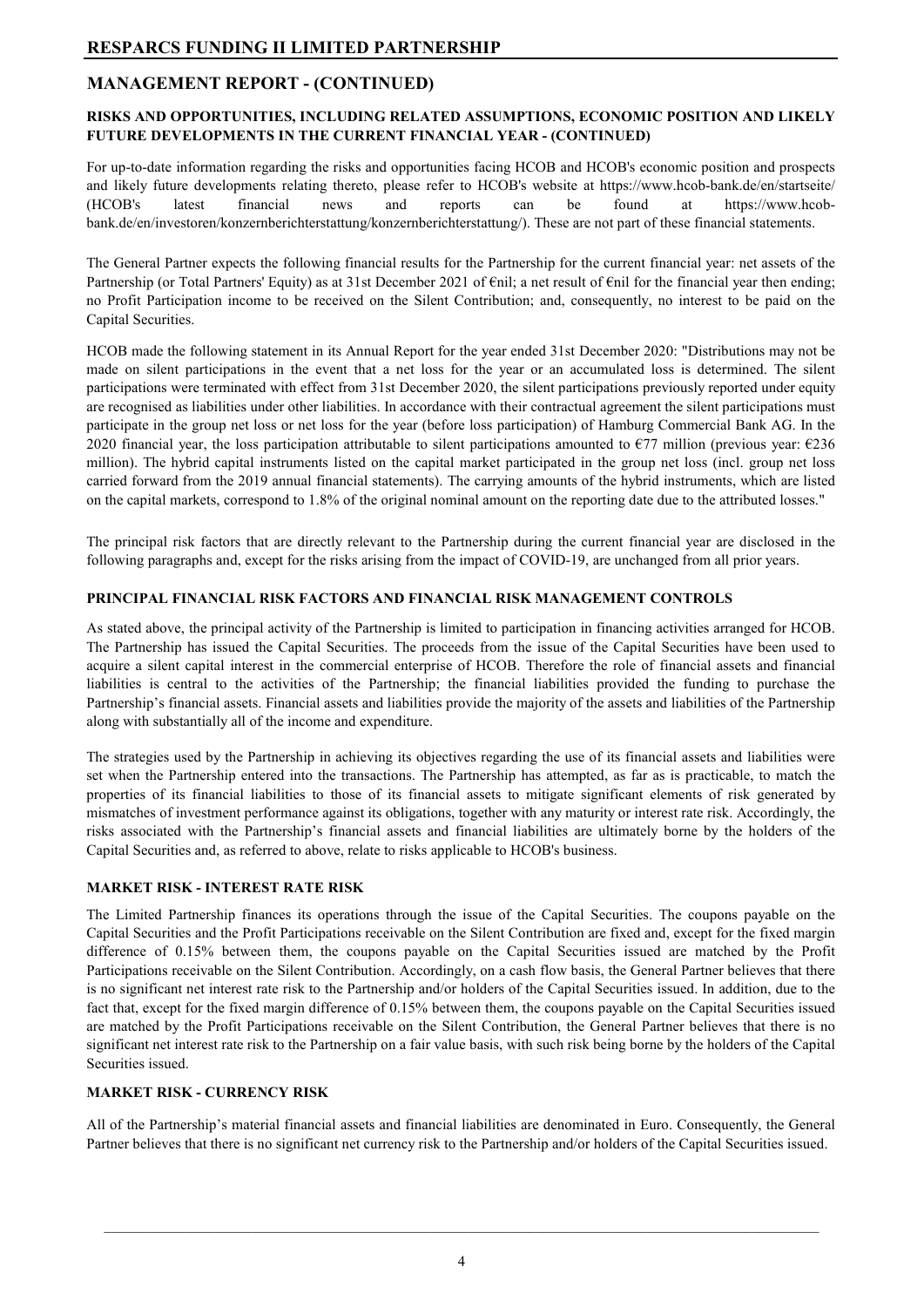## MANAGEMENT REPORT - (CONTINUED)

### RISKS AND OPPORTUNITIES, INCLUDING RELATED ASSUMPTIONS, ECONOMIC POSITION AND LIKELY FUTURE DEVELOPMENTS IN THE CURRENT FINANCIAL YEAR - (CONTINUED)

For up-to-date information regarding the risks and opportunities facing HCOB and HCOB's economic position and prospects and likely future developments relating thereto, please refer to HCOB's website at https://www.hcob-bank.de/en/startseite/ (HCOB's latest financial news and reports can be found at https://www.hcob-bank.de/en/investoren/konzernberichterstattung/konzernberichterstattung/). These are not part of these financial statements.

The General Partner expects the following financial results for the Partnership for the current financial year: net assets of the Partnership (or Total Partners' Equity) as at 31st December 2021 of €nil; a net result of €nil for the financial year then ending; no Profit Participation income to be received on the Silent Contribution; and, consequently, no interest to be paid on the Capital Securities.

HCOB made the following statement in its Annual Report for the year ended 31st December 2020: "Distributions may not be made on silent participations in the event that a net loss for the year or an accumulated loss is determined. The silent participations were terminated with effect from 31st December 2020, the silent participations previously reported under equity are recognised as liabilities under other liabilities. In accordance with their contractual agreement the silent participations must participate in the group net loss or net loss for the year (before loss participation) of Hamburg Commercial Bank AG. In the 2020 financial year, the loss participation attributable to silent participations amounted to €77 million (previous year: €236 million). The hybrid capital instruments listed on the capital market participated in the group net loss (incl. group net loss carried forward from the 2019 annual financial statements). The carrying amounts of the hybrid instruments, which are listed on the capital markets, correspond to 1.8% of the original nominal amount on the reporting date due to the attributed losses."

The principal risk factors that are directly relevant to the Partnership during the current financial year are disclosed in the following paragraphs and, except for the risks arising from the impact of COVID-19, are unchanged from all prior years.

### PRINCIPAL FINANCIAL RISK FACTORS AND FINANCIAL RISK MANAGEMENT CONTROLS

As stated above, the principal activity of the Partnership is limited to participation in financing activities arranged for HCOB. The Partnership has issued the Capital Securities. The proceeds from the issue of the Capital Securities have been used to acquire a silent capital interest in the commercial enterprise of HCOB. Therefore the role of financial assets and financial liabilities is central to the activities of the Partnership; the financial liabilities provided the funding to purchase the Partnership's financial assets. Financial assets and liabilities provide the majority of the assets and liabilities of the Partnership along with substantially all of the income and expenditure.

The strategies used by the Partnership in achieving its objectives regarding the use of its financial assets and liabilities were set when the Partnership entered into the transactions. The Partnership has attempted, as far as is practicable, to match the properties of its financial liabilities to those of its financial assets to mitigate significant elements of risk generated by mismatches of investment performance against its obligations, together with any maturity or interest rate risk. Accordingly, the risks associated with the Partnership's financial assets and financial liabilities are ultimately borne by the holders of the Capital Securities and, as referred to above, relate to risks applicable to HCOB's business.

### MARKET RISK - INTEREST RATE RISK

The Limited Partnership finances its operations through the issue of the Capital Securities. The coupons payable on the Capital Securities and the Profit Participations receivable on the Silent Contribution are fixed and, except for the fixed margin difference of 0.15% between them, the coupons payable on the Capital Securities issued are matched by the Profit Participations receivable on the Silent Contribution. Accordingly, on a cash flow basis, the General Partner believes that there is no significant net interest rate risk to the Partnership and/or holders of the Capital Securities issued. In addition, due to the fact that, except for the fixed margin difference of 0.15% between them, the coupons payable on the Capital Securities issued are matched by the Profit Participations receivable on the Silent Contribution, the General Partner believes that there is no significant net interest rate risk to the Partnership on a fair value basis, with such risk being borne by the holders of the Capital Securities issued.

### MARKET RISK - CURRENCY RISK

All of the Partnership's material financial assets and financial liabilities are denominated in Euro. Consequently, the General Partner believes that there is no significant net currency risk to the Partnership and/or holders of the Capital Securities issued.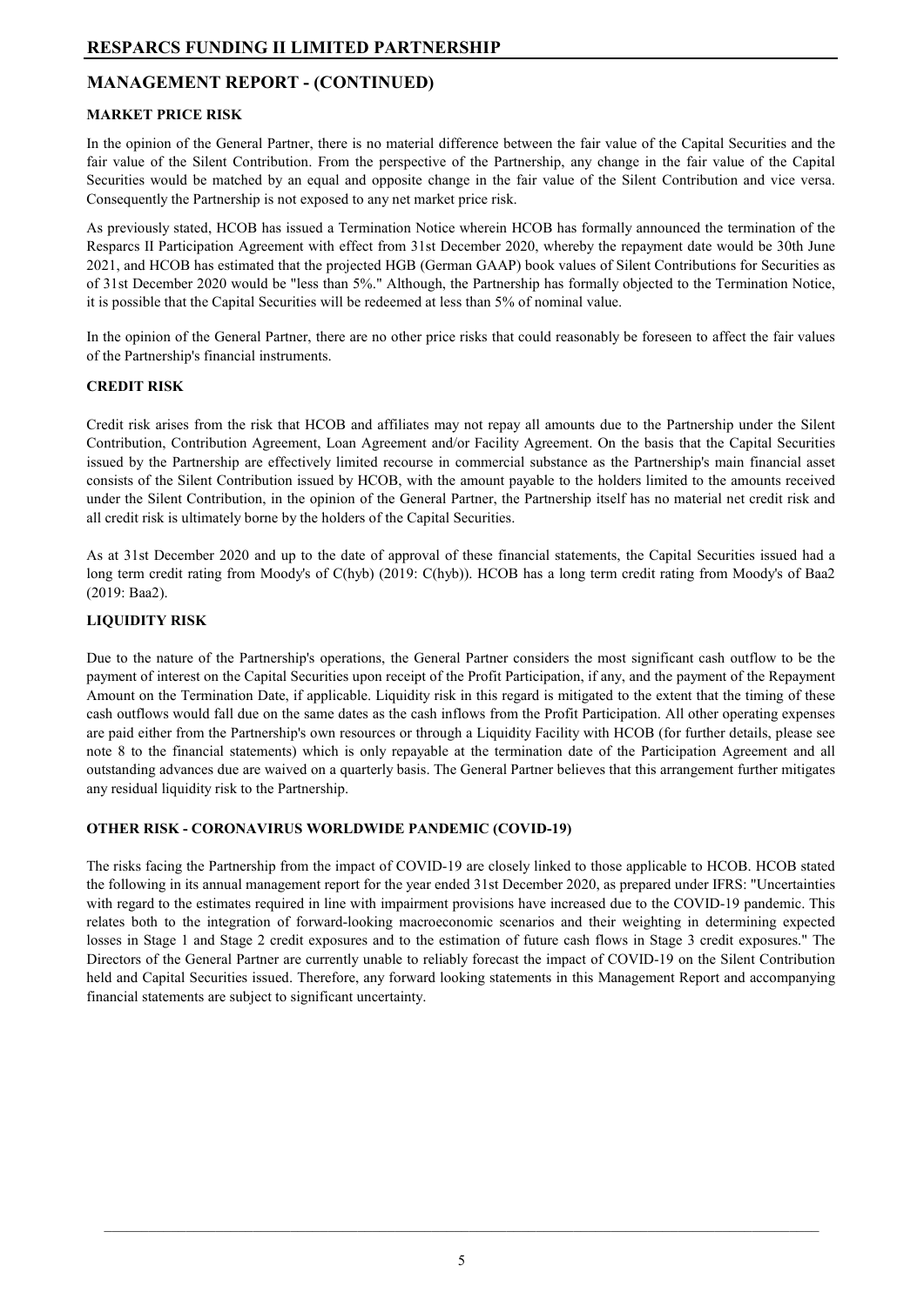## MANAGEMENT REPORT - (CONTINUED)

### MARKET PRICE RISK

In the opinion of the General Partner, there is no material difference between the fair value of the Capital Securities and the fair value of the Silent Contribution. From the perspective of the Partnership, any change in the fair value of the Capital Securities would be matched by an equal and opposite change in the fair value of the Silent Contribution and vice versa. Consequently the Partnership is not exposed to any net market price risk.

As previously stated, HCOB has issued a Termination Notice wherein HCOB has formally announced the termination of the Resparcs II Participation Agreement with effect from 31st December 2020, whereby the repayment date would be 30th June 2021, and HCOB has estimated that the projected HGB (German GAAP) book values of Silent Contributions for Securities as of 31st December 2020 would be "less than 5%." Although, the Partnership has formally objected to the Termination Notice, it is possible that the Capital Securities will be redeemed at less than 5% of nominal value.

In the opinion of the General Partner, there are no other price risks that could reasonably be foreseen to affect the fair values of the Partnership's financial instruments.

### CREDIT RISK

Credit risk arises from the risk that HCOB and affiliates may not repay all amounts due to the Partnership under the Silent Contribution, Contribution Agreement, Loan Agreement and/or Facility Agreement. On the basis that the Capital Securities issued by the Partnership are effectively limited recourse in commercial substance as the Partnership's main financial asset consists of the Silent Contribution issued by HCOB, with the amount payable to the holders limited to the amounts received under the Silent Contribution, in the opinion of the General Partner, the Partnership itself has no material net credit risk and all credit risk is ultimately borne by the holders of the Capital Securities.

As at 31st December 2020 and up to the date of approval of these financial statements, the Capital Securities issued had a long term credit rating from Moody's of C(hyb) (2019: C(hyb)). HCOB has a long term credit rating from Moody's of Baa2 (2019: Baa2).

### LIQUIDITY RISK

Due to the nature of the Partnership's operations, the General Partner considers the most significant cash outflow to be the payment of interest on the Capital Securities upon receipt of the Profit Participation, if any, and the payment of the Repayment Amount on the Termination Date, if applicable. Liquidity risk in this regard is mitigated to the extent that the timing of these cash outflows would fall due on the same dates as the cash inflows from the Profit Participation. All other operating expenses are paid either from the Partnership's own resources or through a Liquidity Facility with HCOB (for further details, please see note 8 to the financial statements) which is only repayable at the termination date of the Participation Agreement and all outstanding advances due are waived on a quarterly basis. The General Partner believes that this arrangement further mitigates any residual liquidity risk to the Partnership.

### OTHER RISK - CORONAVIRUS WORLDWIDE PANDEMIC (COVID-19)

The risks facing the Partnership from the impact of COVID-19 are closely linked to those applicable to HCOB. HCOB stated the following in its annual management report for the year ended 31st December 2020, as prepared under IFRS: "Uncertainties with regard to the estimates required in line with impairment provisions have increased due to the COVID-19 pandemic. This relates both to the integration of forward-looking macroeconomic scenarios and their weighting in determining expected losses in Stage 1 and Stage 2 credit exposures and to the estimation of future cash flows in Stage 3 credit exposures." The Directors of the General Partner are currently unable to reliably forecast the impact of COVID-19 on the Silent Contribution held and Capital Securities issued. Therefore, any forward looking statements in this Management Report and accompanying financial statements are subject to significant uncertainty.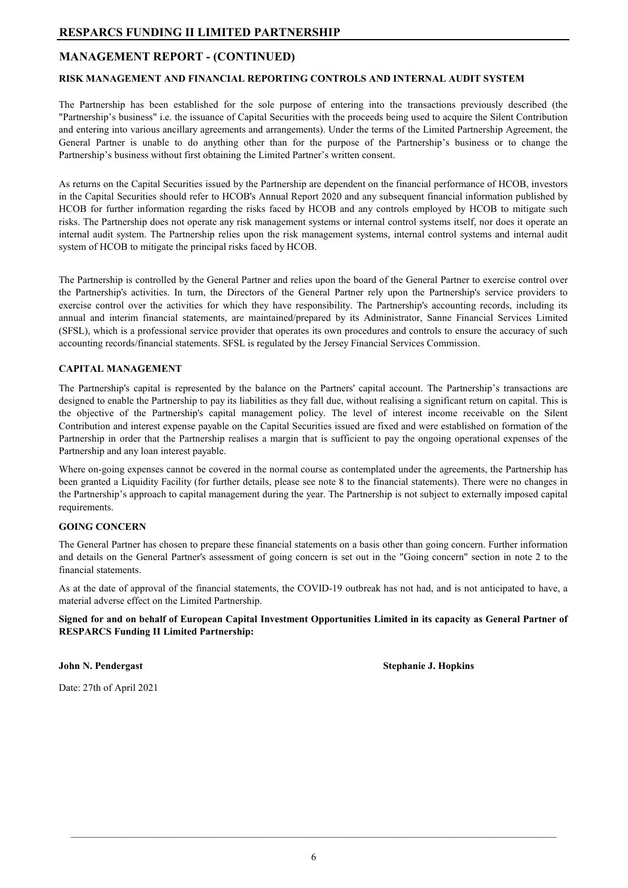## MANAGEMENT REPORT - (CONTINUED)

### RISK MANAGEMENT AND FINANCIAL REPORTING CONTROLS AND INTERNAL AUDIT SYSTEM

The Partnership has been established for the sole purpose of entering into the transactions previously described (the "Partnership's business" i.e. the issuance of Capital Securities with the proceeds being used to acquire the Silent Contribution and entering into various ancillary agreements and arrangements). Under the terms of the Limited Partnership Agreement, the General Partner is unable to do anything other than for the purpose of the Partnership's business or to change the Partnership's business without first obtaining the Limited Partner's written consent.

As returns on the Capital Securities issued by the Partnership are dependent on the financial performance of HCOB, investors in the Capital Securities should refer to HCOB's Annual Report 2020 and any subsequent financial information published by HCOB for further information regarding the risks faced by HCOB and any controls employed by HCOB to mitigate such risks. The Partnership does not operate any risk management systems or internal control systems itself, nor does it operate an internal audit system. The Partnership relies upon the risk management systems, internal control systems and internal audit system of HCOB to mitigate the principal risks faced by HCOB.

The Partnership is controlled by the General Partner and relies upon the board of the General Partner to exercise control over the Partnership's activities. In turn, the Directors of the General Partner rely upon the Partnership's service providers to exercise control over the activities for which they have responsibility. The Partnership's accounting records, including its annual and interim financial statements, are maintained/prepared by its Administrator, Sanne Financial Services Limited (SFSL), which is a professional service provider that operates its own procedures and controls to ensure the accuracy of such accounting records/financial statements. SFSL is regulated by the Jersey Financial Services Commission.

### CAPITAL MANAGEMENT

The Partnership's capital is represented by the balance on the Partners' capital account. The Partnership's transactions are designed to enable the Partnership to pay its liabilities as they fall due, without realising a significant return on capital. This is the objective of the Partnership's capital management policy. The level of interest income receivable on the Silent Contribution and interest expense payable on the Capital Securities issued are fixed and were established on formation of the Partnership in order that the Partnership realises a margin that is sufficient to pay the ongoing operational expenses of the Partnership and any loan interest payable.

Where on-going expenses cannot be covered in the normal course as contemplated under the agreements, the Partnership has been granted a Liquidity Facility (for further details, please see note 8 to the financial statements). There were no changes in the Partnership's approach to capital management during the year. The Partnership is not subject to externally imposed capital requirements.

### GOING CONCERN

The General Partner has chosen to prepare these financial statements on a basis other than going concern. Further information and details on the General Partner's assessment of going concern is set out in the "Going concern" section in note 2 to the financial statements.

As at the date of approval of the financial statements, the COVID-19 outbreak has not had, and is not anticipated to have, a material adverse effect on the Limited Partnership.

**Signed for and on behalf of European Capital Investment Opportunities Limited in its capacity as General Partner of RESPARCS Funding II Limited Partnership:**

**John N. Pendergast** **Stephanie J. Hopkins**

Date: 27th of April 2021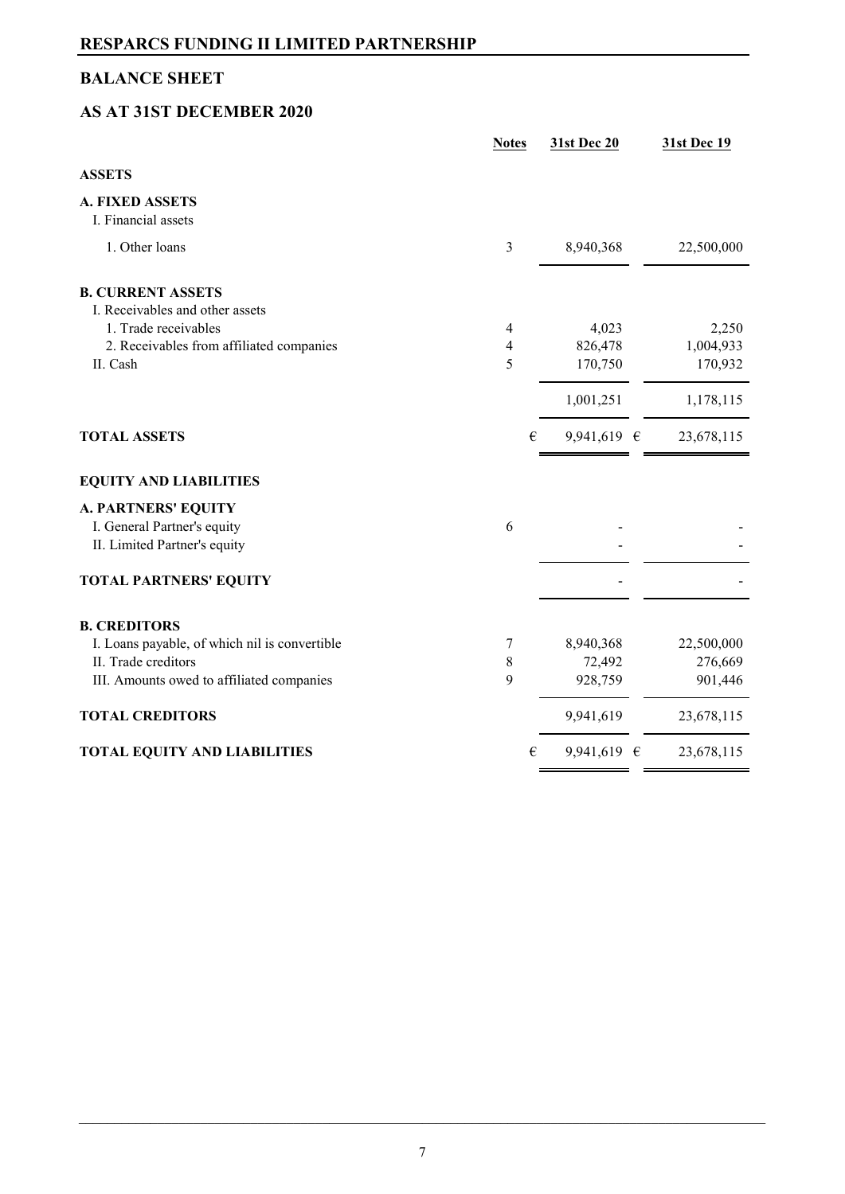# RESPARCS FUNDING II LIMITED PARTNERSHIP

## BALANCE SHEET

## AS AT 31ST DECEMBER 2020

| | Notes | 31st Dec 20 | 31st Dec 19 |
|---|---|---|---|
| **ASSETS** | | | |
| **A. FIXED ASSETS** | | | |
| I. Financial assets | | | |
| 1. Other loans | 3 | 8,940,368 | 22,500,000 |
| **B. CURRENT ASSETS** | | | |
| I. Receivables and other assets | | | |
| 1. Trade receivables | 4 | 4,023 | 2,250 |
| 2. Receivables from affiliated companies | 4 | 826,478 | 1,004,933 |
| II. Cash | 5 | 170,750 | 170,932 |
| | | 1,001,251 | 1,178,115 |
| **TOTAL ASSETS** | | € 9,941,619 | € 23,678,115 |
| **EQUITY AND LIABILITIES** | | | |
| **A. PARTNERS' EQUITY** | | | |
| I. General Partner's equity | 6 | - | - |
| II. Limited Partner's equity | | - | - |
| **TOTAL PARTNERS' EQUITY** | | - | - |
| **B. CREDITORS** | | | |
| I. Loans payable, of which nil is convertible | 7 | 8,940,368 | 22,500,000 |
| II. Trade creditors | 8 | 72,492 | 276,669 |
| III. Amounts owed to affiliated companies | 9 | 928,759 | 901,446 |
| **TOTAL CREDITORS** | | 9,941,619 | 23,678,115 |
| **TOTAL EQUITY AND LIABILITIES** | | € 9,941,619 | € 23,678,115 |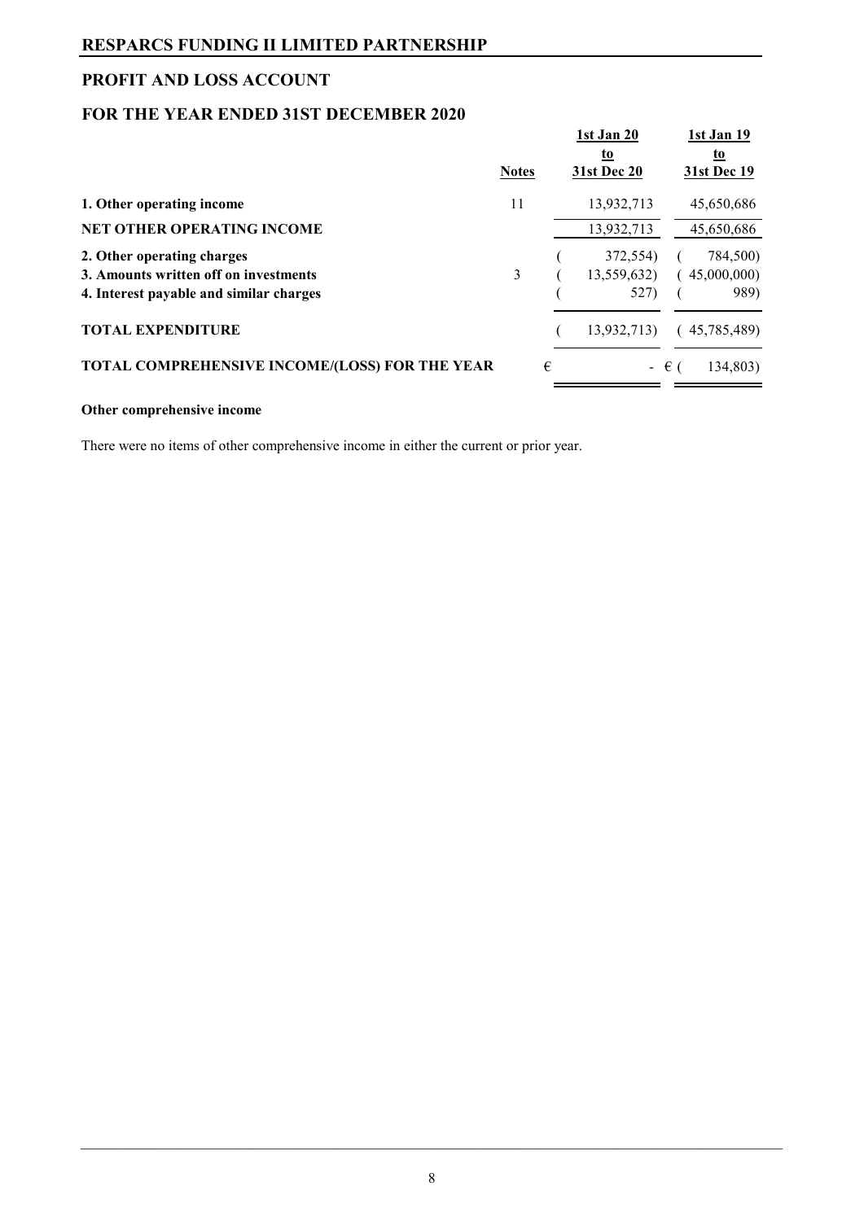# RESPARCS FUNDING II LIMITED PARTNERSHIP

## PROFIT AND LOSS ACCOUNT

## FOR THE YEAR ENDED 31ST DECEMBER 2020

| | Notes | 1st Jan 20 to 31st Dec 20 | 1st Jan 19 to 31st Dec 19 |
|---|---|---|---|
| **1. Other operating income** | 11 | 13,932,713 | 45,650,686 |
| **NET OTHER OPERATING INCOME** | | 13,932,713 | 45,650,686 |
| **2. Other operating charges** | | ( 372,554) | ( 784,500) |
| **3. Amounts written off on investments** | 3 | ( 13,559,632) | ( 45,000,000) |
| **4. Interest payable and similar charges** | | ( 527) | ( 989) |
| **TOTAL EXPENDITURE** | | ( 13,932,713) | ( 45,785,489) |
| **TOTAL COMPREHENSIVE INCOME/(LOSS) FOR THE YEAR** | | € - | € ( 134,803) |

**Other comprehensive income**

There were no items of other comprehensive income in either the current or prior year.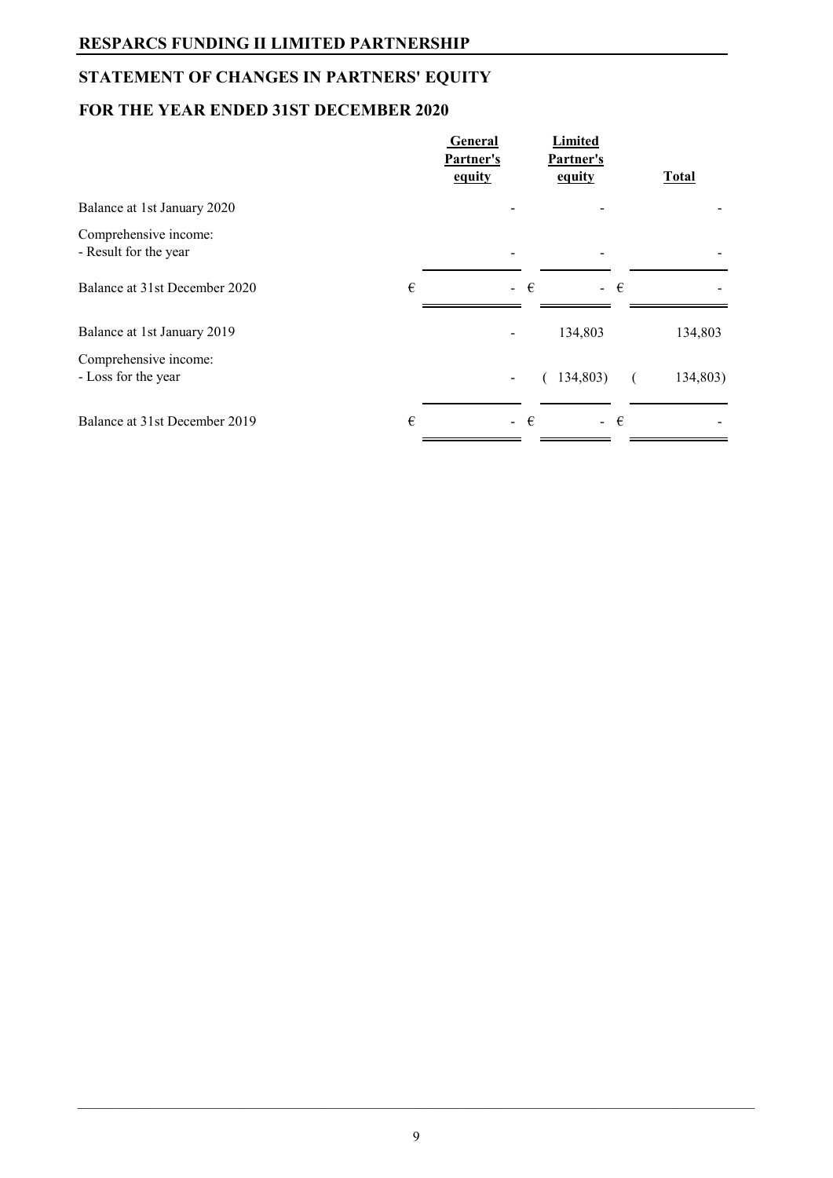## RESPARCS FUNDING II LIMITED PARTNERSHIP

## STATEMENT OF CHANGES IN PARTNERS' EQUITY

## FOR THE YEAR ENDED 31ST DECEMBER 2020

| | General Partner's equity | Limited Partner's equity | Total |
|---|---|---|---|
| Balance at 1st January 2020 | - | - | - |
| Comprehensive income:<br>- Result for the year | - | - | - |
| Balance at 31st December 2020 | € - | € - | € - |
| Balance at 1st January 2019 | - | 134,803 | 134,803 |
| Comprehensive income:<br>- Loss for the year | - | ( 134,803) | ( 134,803) |
| Balance at 31st December 2019 | € - | € - | € - |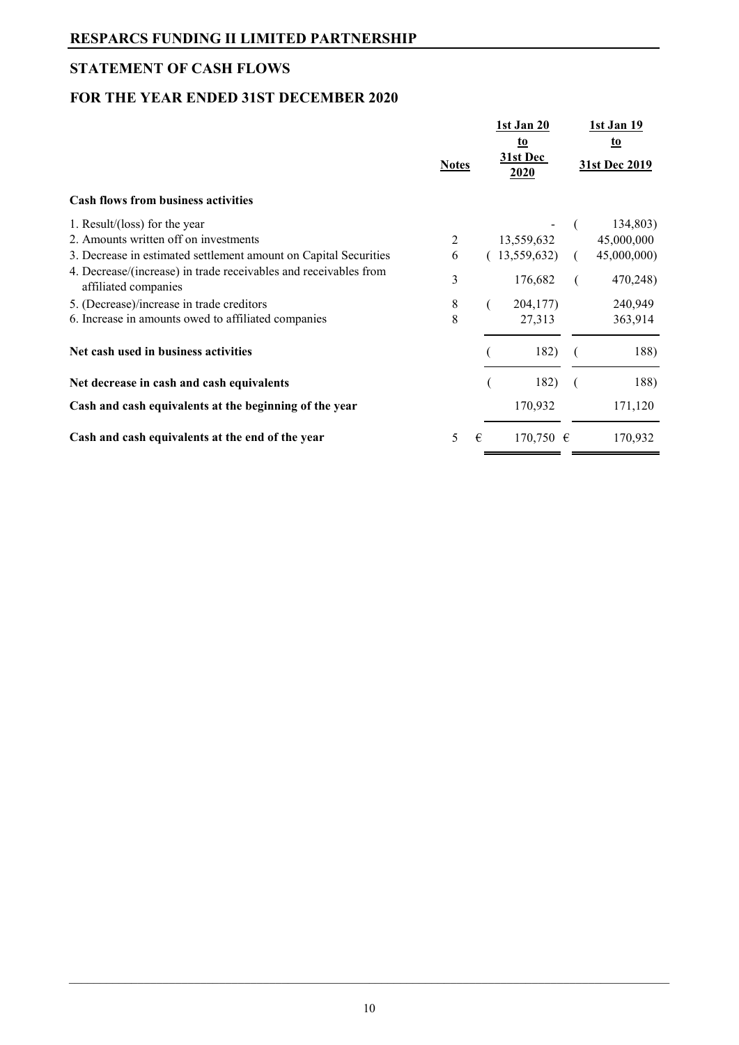## RESPARCS FUNDING II LIMITED PARTNERSHIP

## STATEMENT OF CASH FLOWS

## FOR THE YEAR ENDED 31ST DECEMBER 2020

| | Notes | 1st Jan 20 to 31st Dec 2020 | 1st Jan 19 to 31st Dec 2019 |
|---|---|---|---|
| **Cash flows from business activities** | | | |
| 1. Result/(loss) for the year | | - | (134,803) |
| 2. Amounts written off on investments | 2 | 13,559,632 | 45,000,000 |
| 3. Decrease in estimated settlement amount on Capital Securities | 6 | (13,559,632) | (45,000,000) |
| 4. Decrease/(increase) in trade receivables and receivables from affiliated companies | 3 | 176,682 | (470,248) |
| 5. (Decrease)/increase in trade creditors | 8 | (204,177) | 240,949 |
| 6. Increase in amounts owed to affiliated companies | 8 | 27,313 | 363,914 |
| **Net cash used in business activities** | | (182) | (188) |
| **Net decrease in cash and cash equivalents** | | (182) | (188) |
| **Cash and cash equivalents at the beginning of the year** | | 170,932 | 171,120 |
| **Cash and cash equivalents at the end of the year** | 5 | € 170,750 | € 170,932 |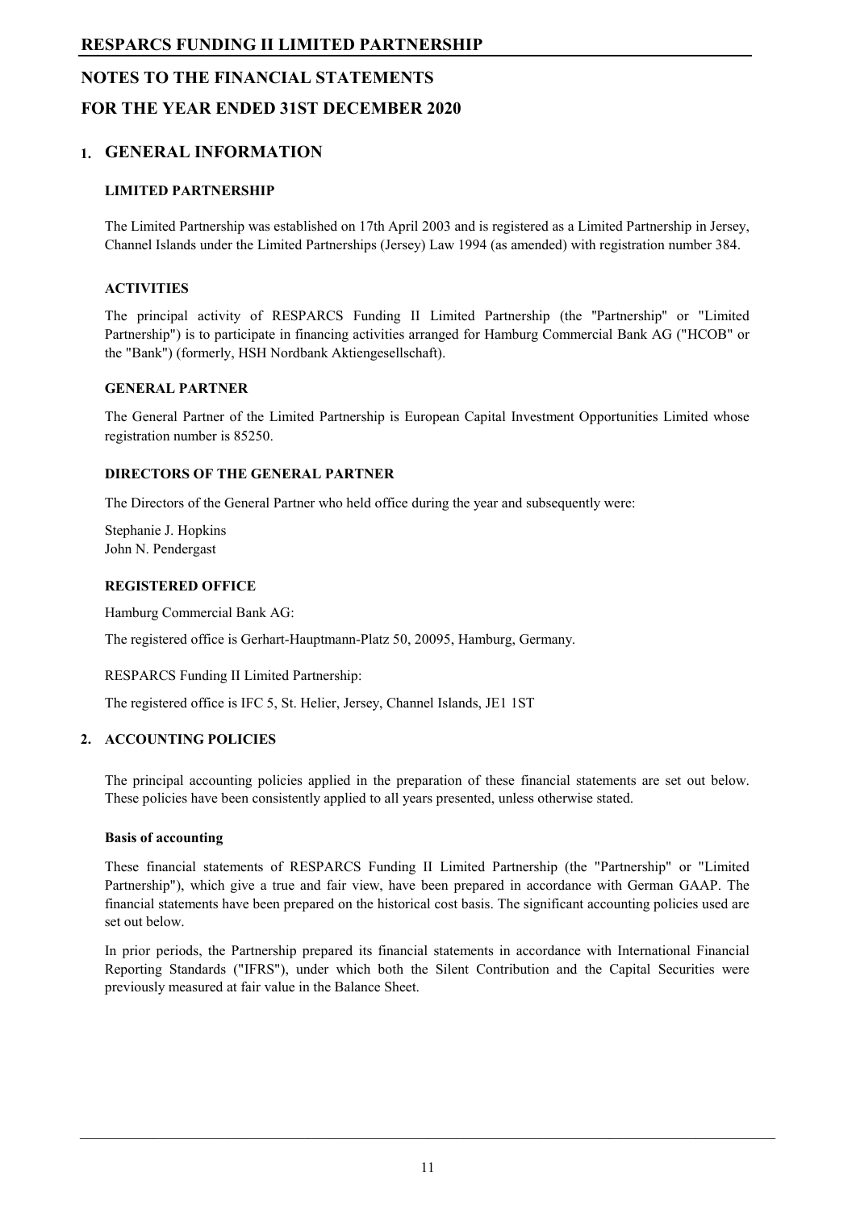# NOTES TO THE FINANCIAL STATEMENTS

# FOR THE YEAR ENDED 31ST DECEMBER 2020

## 1. GENERAL INFORMATION

### LIMITED PARTNERSHIP

The Limited Partnership was established on 17th April 2003 and is registered as a Limited Partnership in Jersey, Channel Islands under the Limited Partnerships (Jersey) Law 1994 (as amended) with registration number 384.

### ACTIVITIES

The principal activity of RESPARCS Funding II Limited Partnership (the "Partnership" or "Limited Partnership") is to participate in financing activities arranged for Hamburg Commercial Bank AG ("HCOB" or the "Bank") (formerly, HSH Nordbank Aktiengesellschaft).

### GENERAL PARTNER

The General Partner of the Limited Partnership is European Capital Investment Opportunities Limited whose registration number is 85250.

### DIRECTORS OF THE GENERAL PARTNER

The Directors of the General Partner who held office during the year and subsequently were:

Stephanie J. Hopkins
John N. Pendergast

### REGISTERED OFFICE

Hamburg Commercial Bank AG:

The registered office is Gerhart-Hauptmann-Platz 50, 20095, Hamburg, Germany.

RESPARCS Funding II Limited Partnership:

The registered office is IFC 5, St. Helier, Jersey, Channel Islands, JE1 1ST

## 2. ACCOUNTING POLICIES

The principal accounting policies applied in the preparation of these financial statements are set out below. These policies have been consistently applied to all years presented, unless otherwise stated.

**Basis of accounting**

These financial statements of RESPARCS Funding II Limited Partnership (the "Partnership" or "Limited Partnership"), which give a true and fair view, have been prepared in accordance with German GAAP. The financial statements have been prepared on the historical cost basis. The significant accounting policies used are set out below.

In prior periods, the Partnership prepared its financial statements in accordance with International Financial Reporting Standards ("IFRS"), under which both the Silent Contribution and the Capital Securities were previously measured at fair value in the Balance Sheet.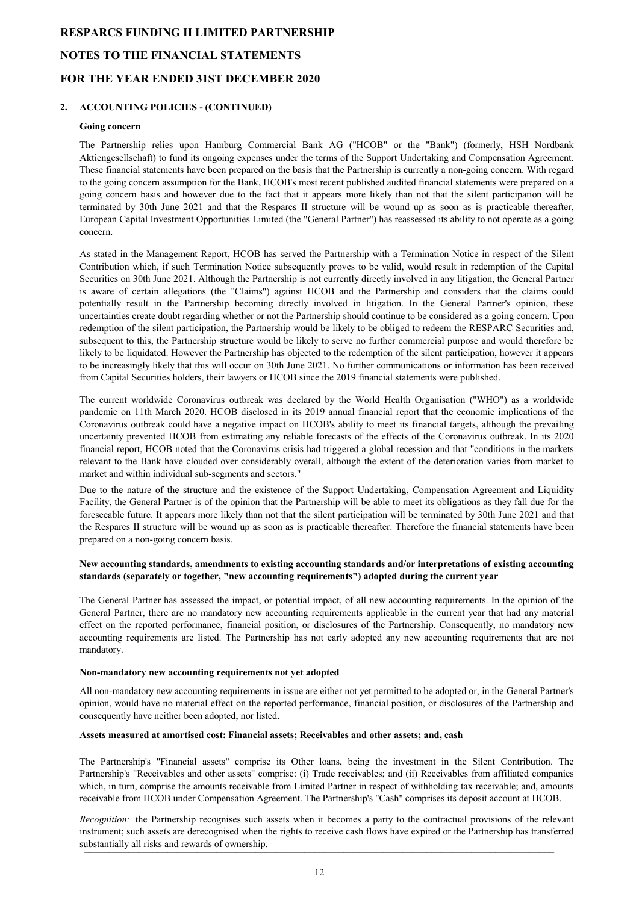## 2. ACCOUNTING POLICIES - (CONTINUED)

**Going concern**

The Partnership relies upon Hamburg Commercial Bank AG ("HCOB" or the "Bank") (formerly, HSH Nordbank Aktiengesellschaft) to fund its ongoing expenses under the terms of the Support Undertaking and Compensation Agreement. These financial statements have been prepared on the basis that the Partnership is currently a non-going concern. With regard to the going concern assumption for the Bank, HCOB's most recent published audited financial statements were prepared on a going concern basis and however due to the fact that it appears more likely than not that the silent participation will be terminated by 30th June 2021 and that the Resparcs II structure will be wound up as soon as is practicable thereafter, European Capital Investment Opportunities Limited (the "General Partner") has reassessed its ability to not operate as a going concern.

As stated in the Management Report, HCOB has served the Partnership with a Termination Notice in respect of the Silent Contribution which, if such Termination Notice subsequently proves to be valid, would result in redemption of the Capital Securities on 30th June 2021. Although the Partnership is not currently directly involved in any litigation, the General Partner is aware of certain allegations (the "Claims") against HCOB and the Partnership and considers that the claims could potentially result in the Partnership becoming directly involved in litigation. In the General Partner's opinion, these uncertainties create doubt regarding whether or not the Partnership should continue to be considered as a going concern. Upon redemption of the silent participation, the Partnership would be likely to be obliged to redeem the RESPARC Securities and, subsequent to this, the Partnership structure would be likely to serve no further commercial purpose and would therefore be likely to be liquidated. However the Partnership has objected to the redemption of the silent participation, however it appears to be increasingly likely that this will occur on 30th June 2021. No further communications or information has been received from Capital Securities holders, their lawyers or HCOB since the 2019 financial statements were published.

The current worldwide Coronavirus outbreak was declared by the World Health Organisation ("WHO") as a worldwide pandemic on 11th March 2020. HCOB disclosed in its 2019 annual financial report that the economic implications of the Coronavirus outbreak could have a negative impact on HCOB's ability to meet its financial targets, although the prevailing uncertainty prevented HCOB from estimating any reliable forecasts of the effects of the Coronavirus outbreak. In its 2020 financial report, HCOB noted that the Coronavirus crisis had triggered a global recession and that "conditions in the markets relevant to the Bank have clouded over considerably overall, although the extent of the deterioration varies from market to market and within individual sub-segments and sectors."

Due to the nature of the structure and the existence of the Support Undertaking, Compensation Agreement and Liquidity Facility, the General Partner is of the opinion that the Partnership will be able to meet its obligations as they fall due for the foreseeable future. It appears more likely than not that the silent participation will be terminated by 30th June 2021 and that the Resparcs II structure will be wound up as soon as is practicable thereafter. Therefore the financial statements have been prepared on a non-going concern basis.

**New accounting standards, amendments to existing accounting standards and/or interpretations of existing accounting standards (separately or together, "new accounting requirements") adopted during the current year**

The General Partner has assessed the impact, or potential impact, of all new accounting requirements. In the opinion of the General Partner, there are no mandatory new accounting requirements applicable in the current year that had any material effect on the reported performance, financial position, or disclosures of the Partnership. Consequently, no mandatory new accounting requirements are listed. The Partnership has not early adopted any new accounting requirements that are not mandatory.

**Non-mandatory new accounting requirements not yet adopted**

All non-mandatory new accounting requirements in issue are either not yet permitted to be adopted or, in the General Partner's opinion, would have no material effect on the reported performance, financial position, or disclosures of the Partnership and consequently have neither been adopted, nor listed.

**Assets measured at amortised cost: Financial assets; Receivables and other assets; and, cash**

The Partnership's "Financial assets" comprise its Other loans, being the investment in the Silent Contribution. The Partnership's "Receivables and other assets" comprise: (i) Trade receivables; and (ii) Receivables from affiliated companies which, in turn, comprise the amounts receivable from Limited Partner in respect of withholding tax receivable; and, amounts receivable from HCOB under Compensation Agreement. The Partnership's "Cash" comprises its deposit account at HCOB.

*Recognition:* the Partnership recognises such assets when it becomes a party to the contractual provisions of the relevant instrument; such assets are derecognised when the rights to receive cash flows have expired or the Partnership has transferred substantially all risks and rewards of ownership.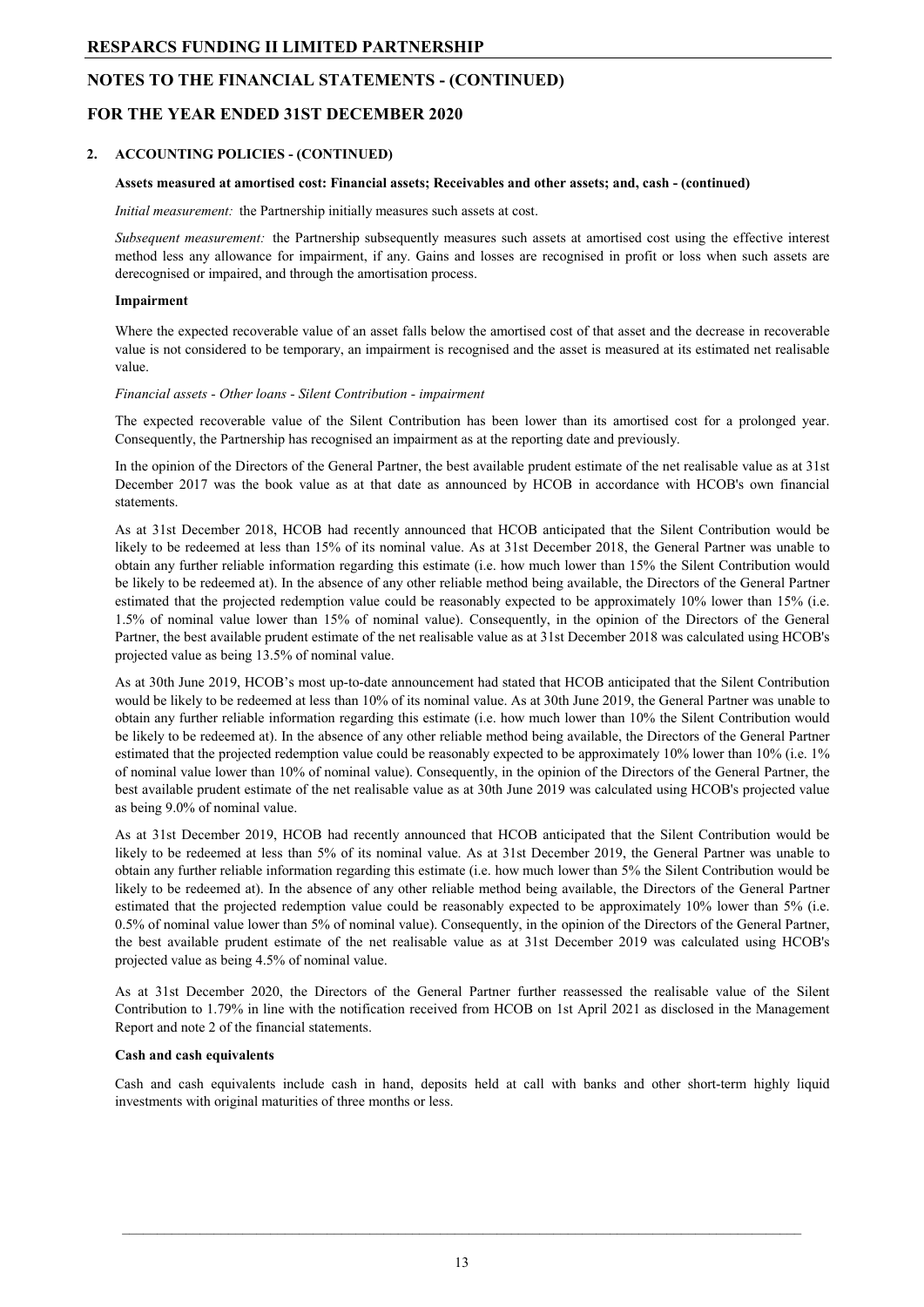## 2. ACCOUNTING POLICIES - (CONTINUED)

**Assets measured at amortised cost: Financial assets; Receivables and other assets; and, cash - (continued)**

*Initial measurement:* the Partnership initially measures such assets at cost.

*Subsequent measurement:* the Partnership subsequently measures such assets at amortised cost using the effective interest method less any allowance for impairment, if any. Gains and losses are recognised in profit or loss when such assets are derecognised or impaired, and through the amortisation process.

### Impairment

Where the expected recoverable value of an asset falls below the amortised cost of that asset and the decrease in recoverable value is not considered to be temporary, an impairment is recognised and the asset is measured at its estimated net realisable value.

*Financial assets - Other loans - Silent Contribution - impairment*

The expected recoverable value of the Silent Contribution has been lower than its amortised cost for a prolonged year. Consequently, the Partnership has recognised an impairment as at the reporting date and previously.

In the opinion of the Directors of the General Partner, the best available prudent estimate of the net realisable value as at 31st December 2017 was the book value as at that date as announced by HCOB in accordance with HCOB's own financial statements.

As at 31st December 2018, HCOB had recently announced that HCOB anticipated that the Silent Contribution would be likely to be redeemed at less than 15% of its nominal value. As at 31st December 2018, the General Partner was unable to obtain any further reliable information regarding this estimate (i.e. how much lower than 15% the Silent Contribution would be likely to be redeemed at). In the absence of any other reliable method being available, the Directors of the General Partner estimated that the projected redemption value could be reasonably expected to be approximately 10% lower than 15% (i.e. 1.5% of nominal value lower than 15% of nominal value). Consequently, in the opinion of the Directors of the General Partner, the best available prudent estimate of the net realisable value as at 31st December 2018 was calculated using HCOB's projected value as being 13.5% of nominal value.

As at 30th June 2019, HCOB's most up-to-date announcement had stated that HCOB anticipated that the Silent Contribution would be likely to be redeemed at less than 10% of its nominal value. As at 30th June 2019, the General Partner was unable to obtain any further reliable information regarding this estimate (i.e. how much lower than 10% the Silent Contribution would be likely to be redeemed at). In the absence of any other reliable method being available, the Directors of the General Partner estimated that the projected redemption value could be reasonably expected to be approximately 10% lower than 10% (i.e. 1% of nominal value lower than 10% of nominal value). Consequently, in the opinion of the Directors of the General Partner, the best available prudent estimate of the net realisable value as at 30th June 2019 was calculated using HCOB's projected value as being 9.0% of nominal value.

As at 31st December 2019, HCOB had recently announced that HCOB anticipated that the Silent Contribution would be likely to be redeemed at less than 5% of its nominal value. As at 31st December 2019, the General Partner was unable to obtain any further reliable information regarding this estimate (i.e. how much lower than 5% the Silent Contribution would be likely to be redeemed at). In the absence of any other reliable method being available, the Directors of the General Partner estimated that the projected redemption value could be reasonably expected to be approximately 10% lower than 5% (i.e. 0.5% of nominal value lower than 5% of nominal value). Consequently, in the opinion of the Directors of the General Partner, the best available prudent estimate of the net realisable value as at 31st December 2019 was calculated using HCOB's projected value as being 4.5% of nominal value.

As at 31st December 2020, the Directors of the General Partner further reassessed the realisable value of the Silent Contribution to 1.79% in line with the notification received from HCOB on 1st April 2021 as disclosed in the Management Report and note 2 of the financial statements.

### Cash and cash equivalents

Cash and cash equivalents include cash in hand, deposits held at call with banks and other short-term highly liquid investments with original maturities of three months or less.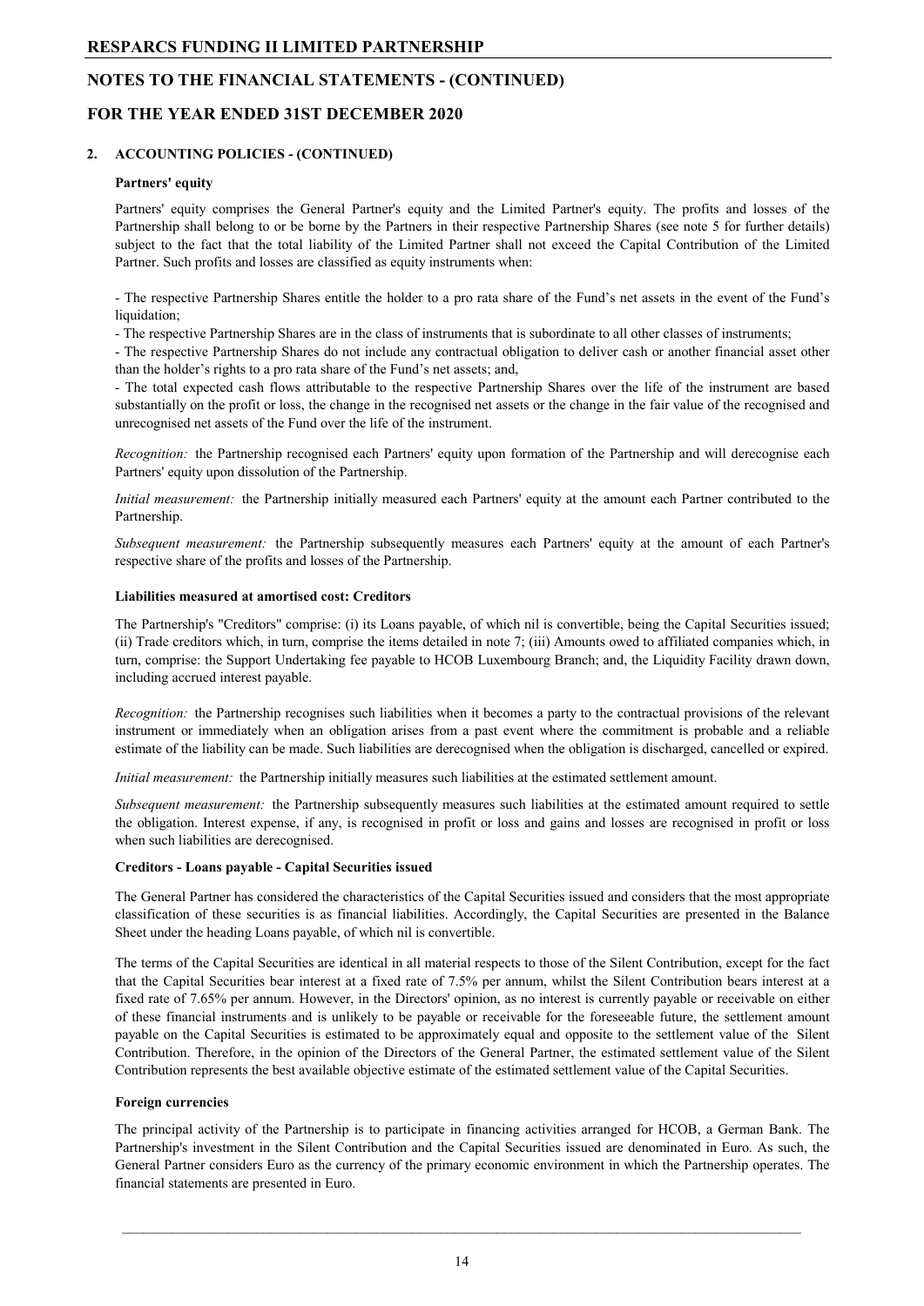## 2. ACCOUNTING POLICIES - (CONTINUED)

### Partners' equity

Partners' equity comprises the General Partner's equity and the Limited Partner's equity. The profits and losses of the Partnership shall belong to or be borne by the Partners in their respective Partnership Shares (see note 5 for further details) subject to the fact that the total liability of the Limited Partner shall not exceed the Capital Contribution of the Limited Partner. Such profits and losses are classified as equity instruments when:

- The respective Partnership Shares entitle the holder to a pro rata share of the Fund's net assets in the event of the Fund's liquidation;
- The respective Partnership Shares are in the class of instruments that is subordinate to all other classes of instruments;
- The respective Partnership Shares do not include any contractual obligation to deliver cash or another financial asset other than the holder's rights to a pro rata share of the Fund's net assets; and,
- The total expected cash flows attributable to the respective Partnership Shares over the life of the instrument are based substantially on the profit or loss, the change in the recognised net assets or the change in the fair value of the recognised and unrecognised net assets of the Fund over the life of the instrument.

*Recognition:* the Partnership recognised each Partners' equity upon formation of the Partnership and will derecognise each Partners' equity upon dissolution of the Partnership.

*Initial measurement:* the Partnership initially measured each Partners' equity at the amount each Partner contributed to the Partnership.

*Subsequent measurement:* the Partnership subsequently measures each Partners' equity at the amount of each Partner's respective share of the profits and losses of the Partnership.

### Liabilities measured at amortised cost: Creditors

The Partnership's "Creditors" comprise: (i) its Loans payable, of which nil is convertible, being the Capital Securities issued; (ii) Trade creditors which, in turn, comprise the items detailed in note 7; (iii) Amounts owed to affiliated companies which, in turn, comprise: the Support Undertaking fee payable to HCOB Luxembourg Branch; and, the Liquidity Facility drawn down, including accrued interest payable.

*Recognition:* the Partnership recognises such liabilities when it becomes a party to the contractual provisions of the relevant instrument or immediately when an obligation arises from a past event where the commitment is probable and a reliable estimate of the liability can be made. Such liabilities are derecognised when the obligation is discharged, cancelled or expired.

*Initial measurement:* the Partnership initially measures such liabilities at the estimated settlement amount.

*Subsequent measurement:* the Partnership subsequently measures such liabilities at the estimated amount required to settle the obligation. Interest expense, if any, is recognised in profit or loss and gains and losses are recognised in profit or loss when such liabilities are derecognised.

### Creditors - Loans payable - Capital Securities issued

The General Partner has considered the characteristics of the Capital Securities issued and considers that the most appropriate classification of these securities is as financial liabilities. Accordingly, the Capital Securities are presented in the Balance Sheet under the heading Loans payable, of which nil is convertible.

The terms of the Capital Securities are identical in all material respects to those of the Silent Contribution, except for the fact that the Capital Securities bear interest at a fixed rate of 7.5% per annum, whilst the Silent Contribution bears interest at a fixed rate of 7.65% per annum. However, in the Directors' opinion, as no interest is currently payable or receivable on either of these financial instruments and is unlikely to be payable or receivable for the foreseeable future, the settlement amount payable on the Capital Securities is estimated to be approximately equal and opposite to the settlement value of the Silent Contribution. Therefore, in the opinion of the Directors of the General Partner, the estimated settlement value of the Silent Contribution represents the best available objective estimate of the estimated settlement value of the Capital Securities.

### Foreign currencies

The principal activity of the Partnership is to participate in financing activities arranged for HCOB, a German Bank. The Partnership's investment in the Silent Contribution and the Capital Securities issued are denominated in Euro. As such, the General Partner considers Euro as the currency of the primary economic environment in which the Partnership operates. The financial statements are presented in Euro.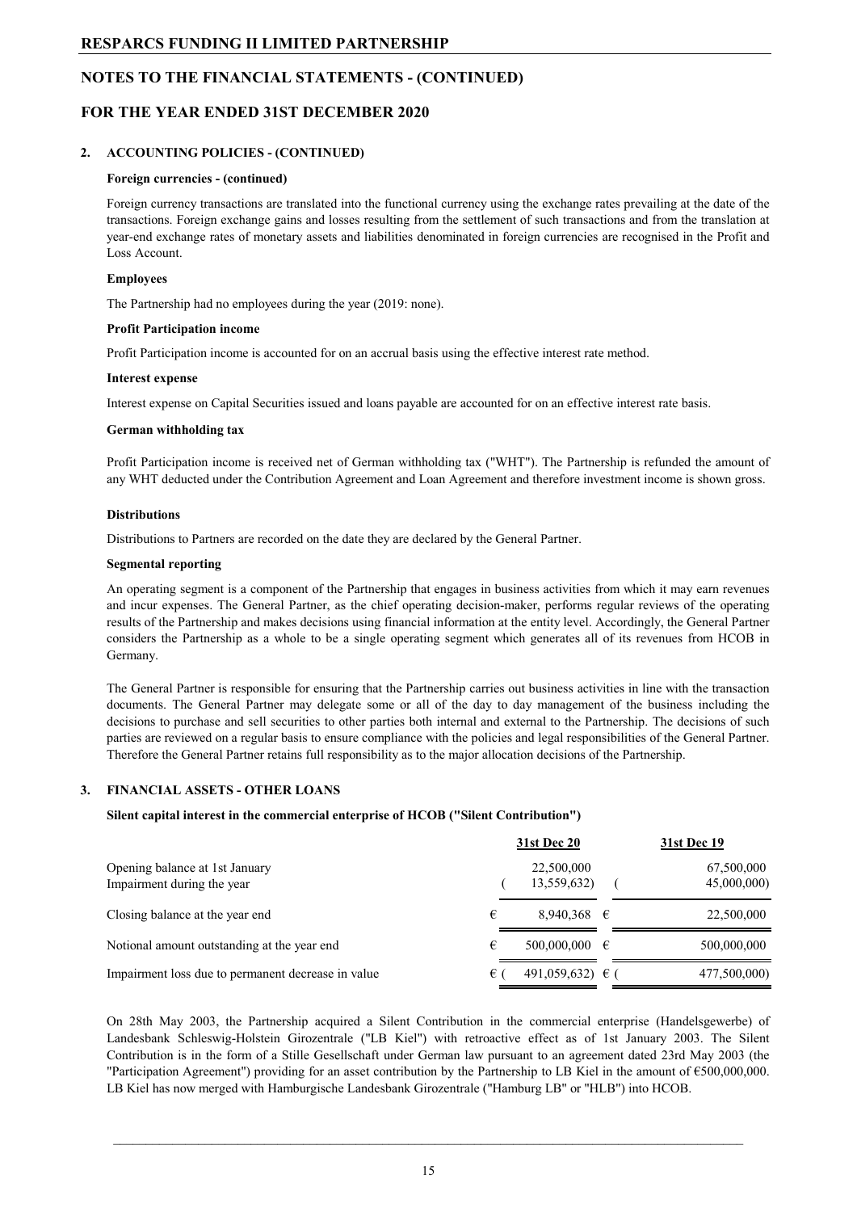# RESPARCS FUNDING II LIMITED PARTNERSHIP

## NOTES TO THE FINANCIAL STATEMENTS - (CONTINUED)

## FOR THE YEAR ENDED 31ST DECEMBER 2020

### 2. ACCOUNTING POLICIES - (CONTINUED)

**Foreign currencies - (continued)**

Foreign currency transactions are translated into the functional currency using the exchange rates prevailing at the date of the transactions. Foreign exchange gains and losses resulting from the settlement of such transactions and from the translation at year-end exchange rates of monetary assets and liabilities denominated in foreign currencies are recognised in the Profit and Loss Account.

**Employees**

The Partnership had no employees during the year (2019: none).

**Profit Participation income**

Profit Participation income is accounted for on an accrual basis using the effective interest rate method.

**Interest expense**

Interest expense on Capital Securities issued and loans payable are accounted for on an effective interest rate basis.

**German withholding tax**

Profit Participation income is received net of German withholding tax ("WHT"). The Partnership is refunded the amount of any WHT deducted under the Contribution Agreement and Loan Agreement and therefore investment income is shown gross.

**Distributions**

Distributions to Partners are recorded on the date they are declared by the General Partner.

**Segmental reporting**

An operating segment is a component of the Partnership that engages in business activities from which it may earn revenues and incur expenses. The General Partner, as the chief operating decision-maker, performs regular reviews of the operating results of the Partnership and makes decisions using financial information at the entity level. Accordingly, the General Partner considers the Partnership as a whole to be a single operating segment which generates all of its revenues from HCOB in Germany.

The General Partner is responsible for ensuring that the Partnership carries out business activities in line with the transaction documents. The General Partner may delegate some or all of the day to day management of the business including the decisions to purchase and sell securities to other parties both internal and external to the Partnership. The decisions of such parties are reviewed on a regular basis to ensure compliance with the policies and legal responsibilities of the General Partner. Therefore the General Partner retains full responsibility as to the major allocation decisions of the Partnership.

### 3. FINANCIAL ASSETS - OTHER LOANS

**Silent capital interest in the commercial enterprise of HCOB ("Silent Contribution")**

| | 31st Dec 20 | 31st Dec 19 |
|---|---|---|
| Opening balance at 1st January | 22,500,000 | 67,500,000 |
| Impairment during the year | (13,559,632) | (45,000,000) |
| Closing balance at the year end | € 8,940,368 | € 22,500,000 |
| Notional amount outstanding at the year end | € 500,000,000 | € 500,000,000 |
| Impairment loss due to permanent decrease in value | € (491,059,632) | € (477,500,000) |

On 28th May 2003, the Partnership acquired a Silent Contribution in the commercial enterprise (Handelsgewerbe) of Landesbank Schleswig-Holstein Girozentrale ("LB Kiel") with retroactive effect as of 1st January 2003. The Silent Contribution is in the form of a Stille Gesellschaft under German law pursuant to an agreement dated 23rd May 2003 (the "Participation Agreement") providing for an asset contribution by the Partnership to LB Kiel in the amount of €500,000,000. LB Kiel has now merged with Hamburgische Landesbank Girozentrale ("Hamburg LB" or "HLB") into HCOB.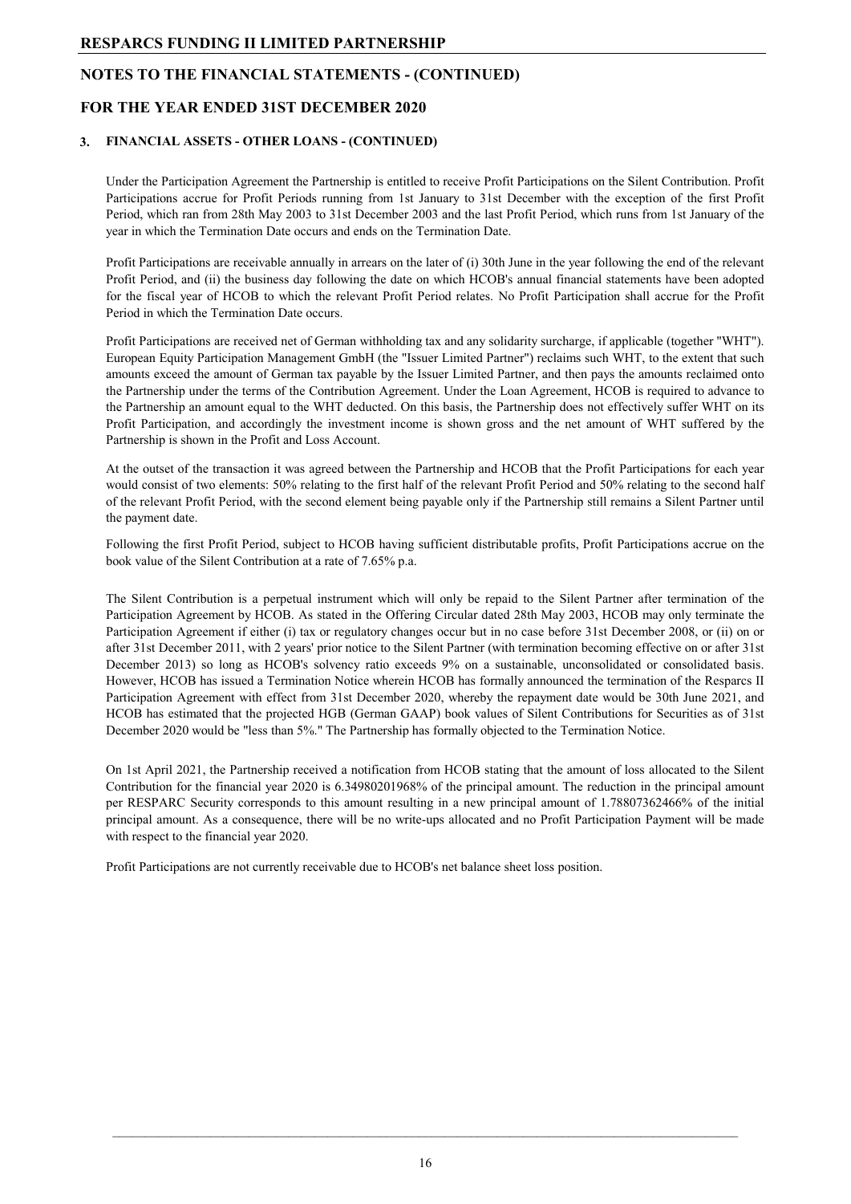### 3. FINANCIAL ASSETS - OTHER LOANS - (CONTINUED)

Under the Participation Agreement the Partnership is entitled to receive Profit Participations on the Silent Contribution. Profit Participations accrue for Profit Periods running from 1st January to 31st December with the exception of the first Profit Period, which ran from 28th May 2003 to 31st December 2003 and the last Profit Period, which runs from 1st January of the year in which the Termination Date occurs and ends on the Termination Date.

Profit Participations are receivable annually in arrears on the later of (i) 30th June in the year following the end of the relevant Profit Period, and (ii) the business day following the date on which HCOB's annual financial statements have been adopted for the fiscal year of HCOB to which the relevant Profit Period relates. No Profit Participation shall accrue for the Profit Period in which the Termination Date occurs.

Profit Participations are received net of German withholding tax and any solidarity surcharge, if applicable (together "WHT"). European Equity Participation Management GmbH (the "Issuer Limited Partner") reclaims such WHT, to the extent that such amounts exceed the amount of German tax payable by the Issuer Limited Partner, and then pays the amounts reclaimed onto the Partnership under the terms of the Contribution Agreement. Under the Loan Agreement, HCOB is required to advance to the Partnership an amount equal to the WHT deducted. On this basis, the Partnership does not effectively suffer WHT on its Profit Participation, and accordingly the investment income is shown gross and the net amount of WHT suffered by the Partnership is shown in the Profit and Loss Account.

At the outset of the transaction it was agreed between the Partnership and HCOB that the Profit Participations for each year would consist of two elements: 50% relating to the first half of the relevant Profit Period and 50% relating to the second half of the relevant Profit Period, with the second element being payable only if the Partnership still remains a Silent Partner until the payment date.

Following the first Profit Period, subject to HCOB having sufficient distributable profits, Profit Participations accrue on the book value of the Silent Contribution at a rate of 7.65% p.a.

The Silent Contribution is a perpetual instrument which will only be repaid to the Silent Partner after termination of the Participation Agreement by HCOB. As stated in the Offering Circular dated 28th May 2003, HCOB may only terminate the Participation Agreement if either (i) tax or regulatory changes occur but in no case before 31st December 2008, or (ii) on or after 31st December 2011, with 2 years' prior notice to the Silent Partner (with termination becoming effective on or after 31st December 2013) so long as HCOB's solvency ratio exceeds 9% on a sustainable, unconsolidated or consolidated basis. However, HCOB has issued a Termination Notice wherein HCOB has formally announced the termination of the Resparcs II Participation Agreement with effect from 31st December 2020, whereby the repayment date would be 30th June 2021, and HCOB has estimated that the projected HGB (German GAAP) book values of Silent Contributions for Securities as of 31st December 2020 would be "less than 5%." The Partnership has formally objected to the Termination Notice.

On 1st April 2021, the Partnership received a notification from HCOB stating that the amount of loss allocated to the Silent Contribution for the financial year 2020 is 6.34980201968% of the principal amount. The reduction in the principal amount per RESPARC Security corresponds to this amount resulting in a new principal amount of 1.78807362466% of the initial principal amount. As a consequence, there will be no write-ups allocated and no Profit Participation Payment will be made with respect to the financial year 2020.

Profit Participations are not currently receivable due to HCOB's net balance sheet loss position.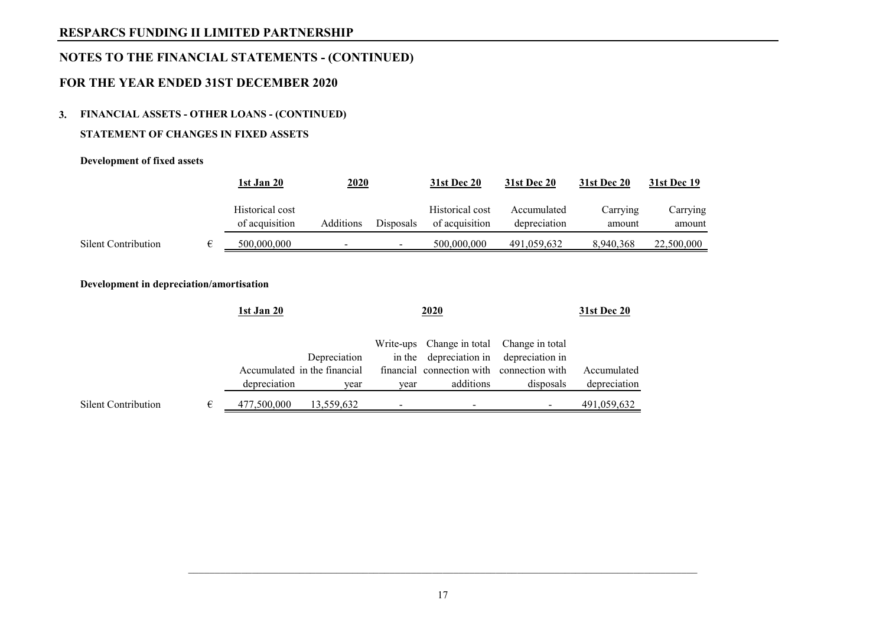# RESPARCS FUNDING II LIMITED PARTNERSHIP

## NOTES TO THE FINANCIAL STATEMENTS - (CONTINUED)

## FOR THE YEAR ENDED 31ST DECEMBER 2020

### 3. FINANCIAL ASSETS - OTHER LOANS - (CONTINUED)

**STATEMENT OF CHANGES IN FIXED ASSETS**

**Development of fixed assets**

| | | 1st Jan 20 | 2020 | | 31st Dec 20 | 31st Dec 20 | 31st Dec 20 | 31st Dec 19 |
|---|---|---|---|---|---|---|---|---|
| | | Historical cost of acquisition | Additions | Disposals | Historical cost of acquisition | Accumulated depreciation | Carrying amount | Carrying amount |
| Silent Contribution | € | 500,000,000 | - | - | 500,000,000 | 491,059,632 | 8,940,368 | 22,500,000 |

**Development in depreciation/amortisation**

| | | 1st Jan 20 | 2020 | | | | 31st Dec 20 |
|---|---|---|---|---|---|---|---|
| | | Accumulated depreciation | Depreciation in the financial year | Write-ups in the financial year | Change in total depreciation in connection with additions | Change in total depreciation in connection with disposals | Accumulated depreciation |
| Silent Contribution | € | 477,500,000 | 13,559,632 | - | - | - | 491,059,632 |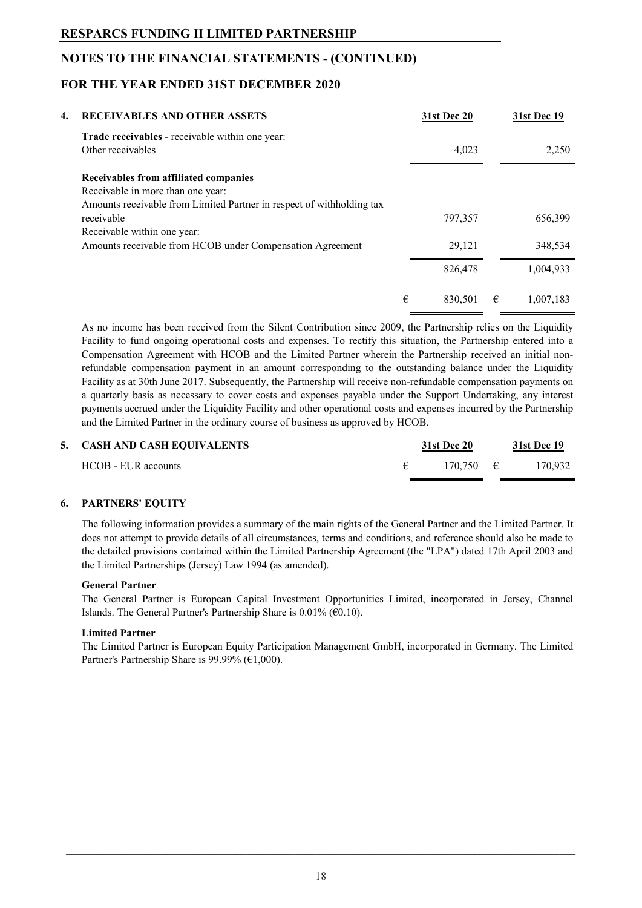# RESPARCS FUNDING II LIMITED PARTNERSHIP

## NOTES TO THE FINANCIAL STATEMENTS - (CONTINUED)

## FOR THE YEAR ENDED 31ST DECEMBER 2020

### 4. RECEIVABLES AND OTHER ASSETS

| | 31st Dec 20 | 31st Dec 19 |
|---|---|---|
| **Trade receivables** - receivable within one year: | | |
| Other receivables | 4,023 | 2,250 |
| **Receivables from affiliated companies** | | |
| Receivable in more than one year: | | |
| Amounts receivable from Limited Partner in respect of withholding tax receivable | 797,357 | 656,399 |
| Receivable within one year: | | |
| Amounts receivable from HCOB under Compensation Agreement | 29,121 | 348,534 |
| | 826,478 | 1,004,933 |
| | € 830,501 | € 1,007,183 |

As no income has been received from the Silent Contribution since 2009, the Partnership relies on the Liquidity Facility to fund ongoing operational costs and expenses. To rectify this situation, the Partnership entered into a Compensation Agreement with HCOB and the Limited Partner wherein the Partnership received an initial non-refundable compensation payment in an amount corresponding to the outstanding balance under the Liquidity Facility as at 30th June 2017. Subsequently, the Partnership will receive non-refundable compensation payments on a quarterly basis as necessary to cover costs and expenses payable under the Support Undertaking, any interest payments accrued under the Liquidity Facility and other operational costs and expenses incurred by the Partnership and the Limited Partner in the ordinary course of business as approved by HCOB.

### 5. CASH AND CASH EQUIVALENTS

| | 31st Dec 20 | 31st Dec 19 |
|---|---|---|
| HCOB - EUR accounts | € 170,750 | € 170,932 |

### 6. PARTNERS' EQUITY

The following information provides a summary of the main rights of the General Partner and the Limited Partner. It does not attempt to provide details of all circumstances, terms and conditions, and reference should also be made to the detailed provisions contained within the Limited Partnership Agreement (the "LPA") dated 17th April 2003 and the Limited Partnerships (Jersey) Law 1994 (as amended).

**General Partner**

The General Partner is European Capital Investment Opportunities Limited, incorporated in Jersey, Channel Islands. The General Partner's Partnership Share is 0.01% (€0.10).

**Limited Partner**

The Limited Partner is European Equity Participation Management GmbH, incorporated in Germany. The Limited Partner's Partnership Share is 99.99% (€1,000).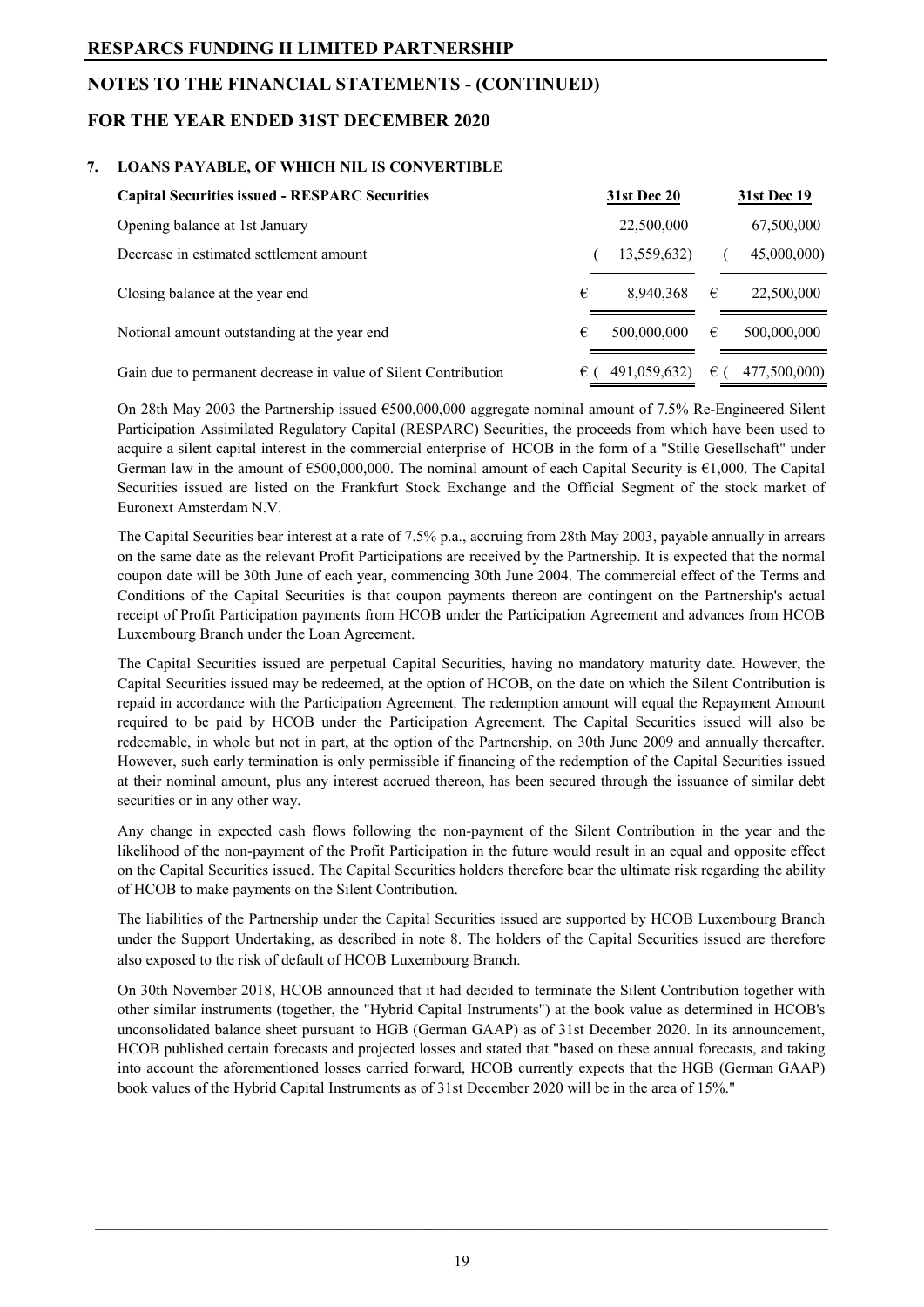## NOTES TO THE FINANCIAL STATEMENTS - (CONTINUED)

## FOR THE YEAR ENDED 31ST DECEMBER 2020

### 7. LOANS PAYABLE, OF WHICH NIL IS CONVERTIBLE

| Capital Securities issued - RESPARC Securities | 31st Dec 20 | 31st Dec 19 |
|---|---|---|
| Opening balance at 1st January | 22,500,000 | 67,500,000 |
| Decrease in estimated settlement amount | ( 13,559,632) | ( 45,000,000) |
| Closing balance at the year end | € 8,940,368 | € 22,500,000 |
| Notional amount outstanding at the year end | € 500,000,000 | € 500,000,000 |
| Gain due to permanent decrease in value of Silent Contribution | € ( 491,059,632) | € ( 477,500,000) |

On 28th May 2003 the Partnership issued €500,000,000 aggregate nominal amount of 7.5% Re-Engineered Silent Participation Assimilated Regulatory Capital (RESPARC) Securities, the proceeds from which have been used to acquire a silent capital interest in the commercial enterprise of HCOB in the form of a "Stille Gesellschaft" under German law in the amount of €500,000,000. The nominal amount of each Capital Security is €1,000. The Capital Securities issued are listed on the Frankfurt Stock Exchange and the Official Segment of the stock market of Euronext Amsterdam N.V.

The Capital Securities bear interest at a rate of 7.5% p.a., accruing from 28th May 2003, payable annually in arrears on the same date as the relevant Profit Participations are received by the Partnership. It is expected that the normal coupon date will be 30th June of each year, commencing 30th June 2004. The commercial effect of the Terms and Conditions of the Capital Securities is that coupon payments thereon are contingent on the Partnership's actual receipt of Profit Participation payments from HCOB under the Participation Agreement and advances from HCOB Luxembourg Branch under the Loan Agreement.

The Capital Securities issued are perpetual Capital Securities, having no mandatory maturity date. However, the Capital Securities issued may be redeemed, at the option of HCOB, on the date on which the Silent Contribution is repaid in accordance with the Participation Agreement. The redemption amount will equal the Repayment Amount required to be paid by HCOB under the Participation Agreement. The Capital Securities issued will also be redeemable, in whole but not in part, at the option of the Partnership, on 30th June 2009 and annually thereafter. However, such early termination is only permissible if financing of the redemption of the Capital Securities issued at their nominal amount, plus any interest accrued thereon, has been secured through the issuance of similar debt securities or in any other way.

Any change in expected cash flows following the non-payment of the Silent Contribution in the year and the likelihood of the non-payment of the Profit Participation in the future would result in an equal and opposite effect on the Capital Securities issued. The Capital Securities holders therefore bear the ultimate risk regarding the ability of HCOB to make payments on the Silent Contribution.

The liabilities of the Partnership under the Capital Securities issued are supported by HCOB Luxembourg Branch under the Support Undertaking, as described in note 8. The holders of the Capital Securities issued are therefore also exposed to the risk of default of HCOB Luxembourg Branch.

On 30th November 2018, HCOB announced that it had decided to terminate the Silent Contribution together with other similar instruments (together, the "Hybrid Capital Instruments") at the book value as determined in HCOB's unconsolidated balance sheet pursuant to HGB (German GAAP) as of 31st December 2020. In its announcement, HCOB published certain forecasts and projected losses and stated that "based on these annual forecasts, and taking into account the aforementioned losses carried forward, HCOB currently expects that the HGB (German GAAP) book values of the Hybrid Capital Instruments as of 31st December 2020 will be in the area of 15%."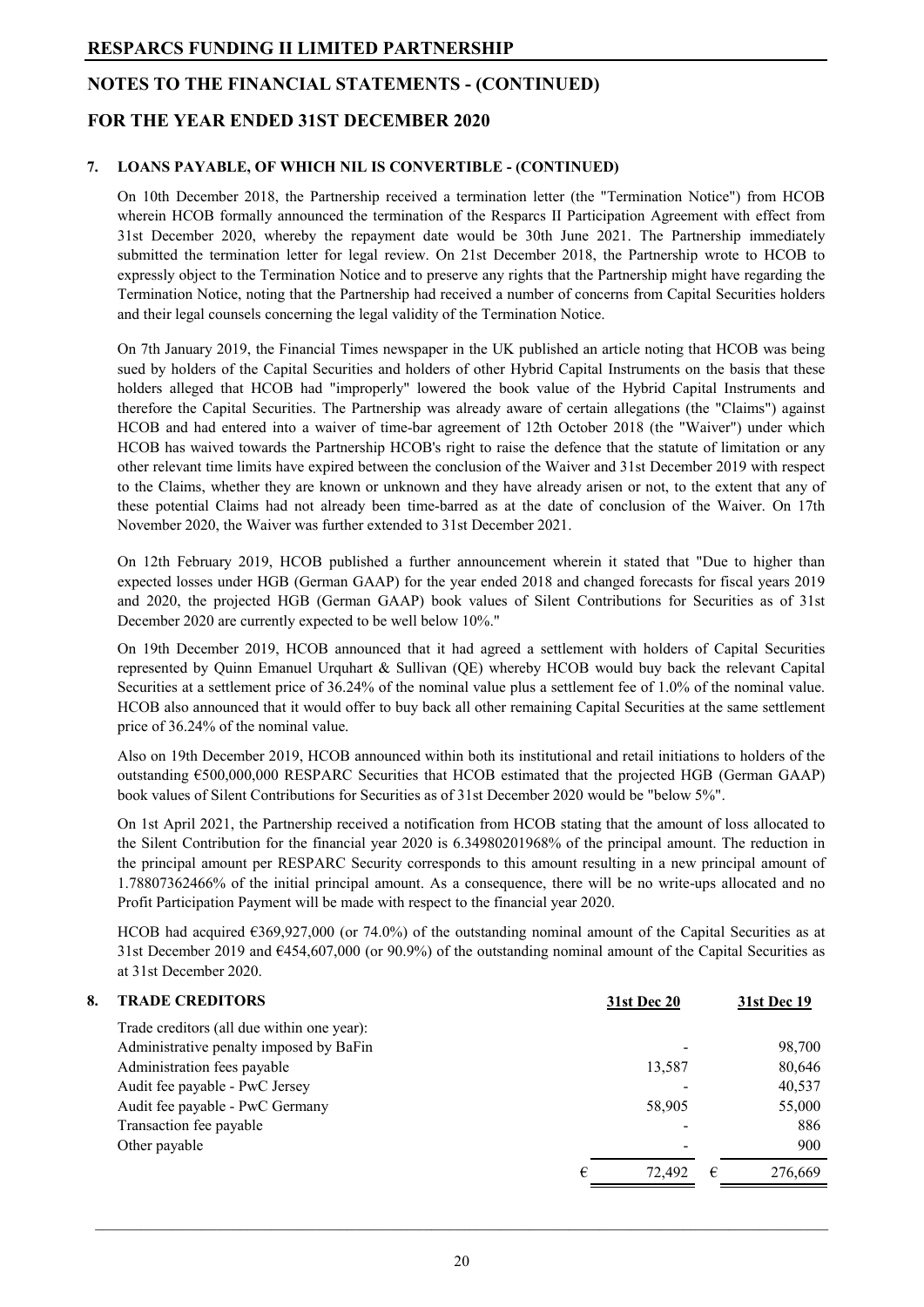## 7. LOANS PAYABLE, OF WHICH NIL IS CONVERTIBLE - (CONTINUED)

On 10th December 2018, the Partnership received a termination letter (the "Termination Notice") from HCOB wherein HCOB formally announced the termination of the Resparcs II Participation Agreement with effect from 31st December 2020, whereby the repayment date would be 30th June 2021. The Partnership immediately submitted the termination letter for legal review. On 21st December 2018, the Partnership wrote to HCOB to expressly object to the Termination Notice and to preserve any rights that the Partnership might have regarding the Termination Notice, noting that the Partnership had received a number of concerns from Capital Securities holders and their legal counsels concerning the legal validity of the Termination Notice.

On 7th January 2019, the Financial Times newspaper in the UK published an article noting that HCOB was being sued by holders of the Capital Securities and holders of other Hybrid Capital Instruments on the basis that these holders alleged that HCOB had "improperly" lowered the book value of the Hybrid Capital Instruments and therefore the Capital Securities. The Partnership was already aware of certain allegations (the "Claims") against HCOB and had entered into a waiver of time-bar agreement of 12th October 2018 (the "Waiver") under which HCOB has waived towards the Partnership HCOB's right to raise the defence that the statute of limitation or any other relevant time limits have expired between the conclusion of the Waiver and 31st December 2019 with respect to the Claims, whether they are known or unknown and they have already arisen or not, to the extent that any of these potential Claims had not already been time-barred as at the date of conclusion of the Waiver. On 17th November 2020, the Waiver was further extended to 31st December 2021.

On 12th February 2019, HCOB published a further announcement wherein it stated that "Due to higher than expected losses under HGB (German GAAP) for the year ended 2018 and changed forecasts for fiscal years 2019 and 2020, the projected HGB (German GAAP) book values of Silent Contributions for Securities as of 31st December 2020 are currently expected to be well below 10%."

On 19th December 2019, HCOB announced that it had agreed a settlement with holders of Capital Securities represented by Quinn Emanuel Urquhart & Sullivan (QE) whereby HCOB would buy back the relevant Capital Securities at a settlement price of 36.24% of the nominal value plus a settlement fee of 1.0% of the nominal value. HCOB also announced that it would offer to buy back all other remaining Capital Securities at the same settlement price of 36.24% of the nominal value.

Also on 19th December 2019, HCOB announced within both its institutional and retail initiations to holders of the outstanding €500,000,000 RESPARC Securities that HCOB estimated that the projected HGB (German GAAP) book values of Silent Contributions for Securities as of 31st December 2020 would be "below 5%".

On 1st April 2021, the Partnership received a notification from HCOB stating that the amount of loss allocated to the Silent Contribution for the financial year 2020 is 6.34980201968% of the principal amount. The reduction in the principal amount per RESPARC Security corresponds to this amount resulting in a new principal amount of 1.78807362466% of the initial principal amount. As a consequence, there will be no write-ups allocated and no Profit Participation Payment will be made with respect to the financial year 2020.

HCOB had acquired €369,927,000 (or 74.0%) of the outstanding nominal amount of the Capital Securities as at 31st December 2019 and €454,607,000 (or 90.9%) of the outstanding nominal amount of the Capital Securities as at 31st December 2020.

## 8. TRADE CREDITORS

| | 31st Dec 20 | 31st Dec 19 |
|---|---|---|
| Trade creditors (all due within one year): | | |
| Administrative penalty imposed by BaFin | - | 98,700 |
| Administration fees payable | 13,587 | 80,646 |
| Audit fee payable - PwC Jersey | - | 40,537 |
| Audit fee payable - PwC Germany | 58,905 | 55,000 |
| Transaction fee payable | - | 886 |
| Other payable | - | 900 |
| | € 72,492 | € 276,669 |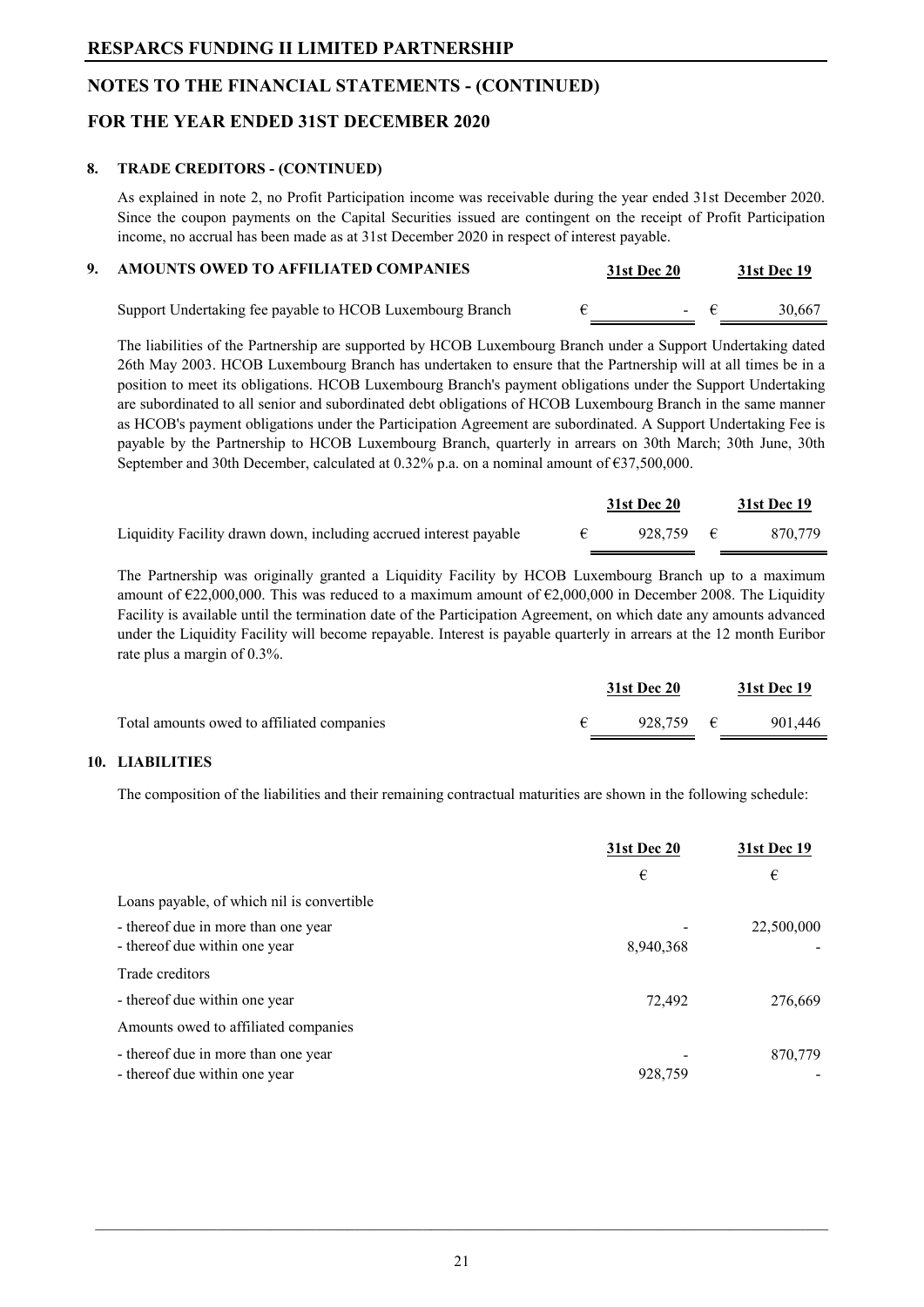# RESPARCS FUNDING II LIMITED PARTNERSHIP

## NOTES TO THE FINANCIAL STATEMENTS - (CONTINUED)

## FOR THE YEAR ENDED 31ST DECEMBER 2020

### 8. TRADE CREDITORS - (CONTINUED)

As explained in note 2, no Profit Participation income was receivable during the year ended 31st December 2020. Since the coupon payments on the Capital Securities issued are contingent on the receipt of Profit Participation income, no accrual has been made as at 31st December 2020 in respect of interest payable.

### 9. AMOUNTS OWED TO AFFILIATED COMPANIES

| | | 31st Dec 20 | | 31st Dec 19 |
|---|---|---|---|---|
| Support Undertaking fee payable to HCOB Luxembourg Branch | € | - | € | 30,667 |

The liabilities of the Partnership are supported by HCOB Luxembourg Branch under a Support Undertaking dated 26th May 2003. HCOB Luxembourg Branch has undertaken to ensure that the Partnership will at all times be in a position to meet its obligations. HCOB Luxembourg Branch's payment obligations under the Support Undertaking are subordinated to all senior and subordinated debt obligations of HCOB Luxembourg Branch in the same manner as HCOB's payment obligations under the Participation Agreement are subordinated. A Support Undertaking Fee is payable by the Partnership to HCOB Luxembourg Branch, quarterly in arrears on 30th March; 30th June, 30th September and 30th December, calculated at 0.32% p.a. on a nominal amount of €37,500,000.

| | | 31st Dec 20 | | 31st Dec 19 |
|---|---|---|---|---|
| Liquidity Facility drawn down, including accrued interest payable | € | 928,759 | € | 870,779 |

The Partnership was originally granted a Liquidity Facility by HCOB Luxembourg Branch up to a maximum amount of €22,000,000. This was reduced to a maximum amount of €2,000,000 in December 2008. The Liquidity Facility is available until the termination date of the Participation Agreement, on which date any amounts advanced under the Liquidity Facility will become repayable. Interest is payable quarterly in arrears at the 12 month Euribor rate plus a margin of 0.3%.

| | | 31st Dec 20 | | 31st Dec 19 |
|---|---|---|---|---|
| Total amounts owed to affiliated companies | € | 928,759 | € | 901,446 |

### 10. LIABILITIES

The composition of the liabilities and their remaining contractual maturities are shown in the following schedule:

| | 31st Dec 20 | 31st Dec 19 |
|---|---|---|
| | € | € |
| Loans payable, of which nil is convertible | | |
| - thereof due in more than one year | - | 22,500,000 |
| - thereof due within one year | 8,940,368 | - |
| Trade creditors | | |
| - thereof due within one year | 72,492 | 276,669 |
| Amounts owed to affiliated companies | | |
| - thereof due in more than one year | - | 870,779 |
| - thereof due within one year | 928,759 | - |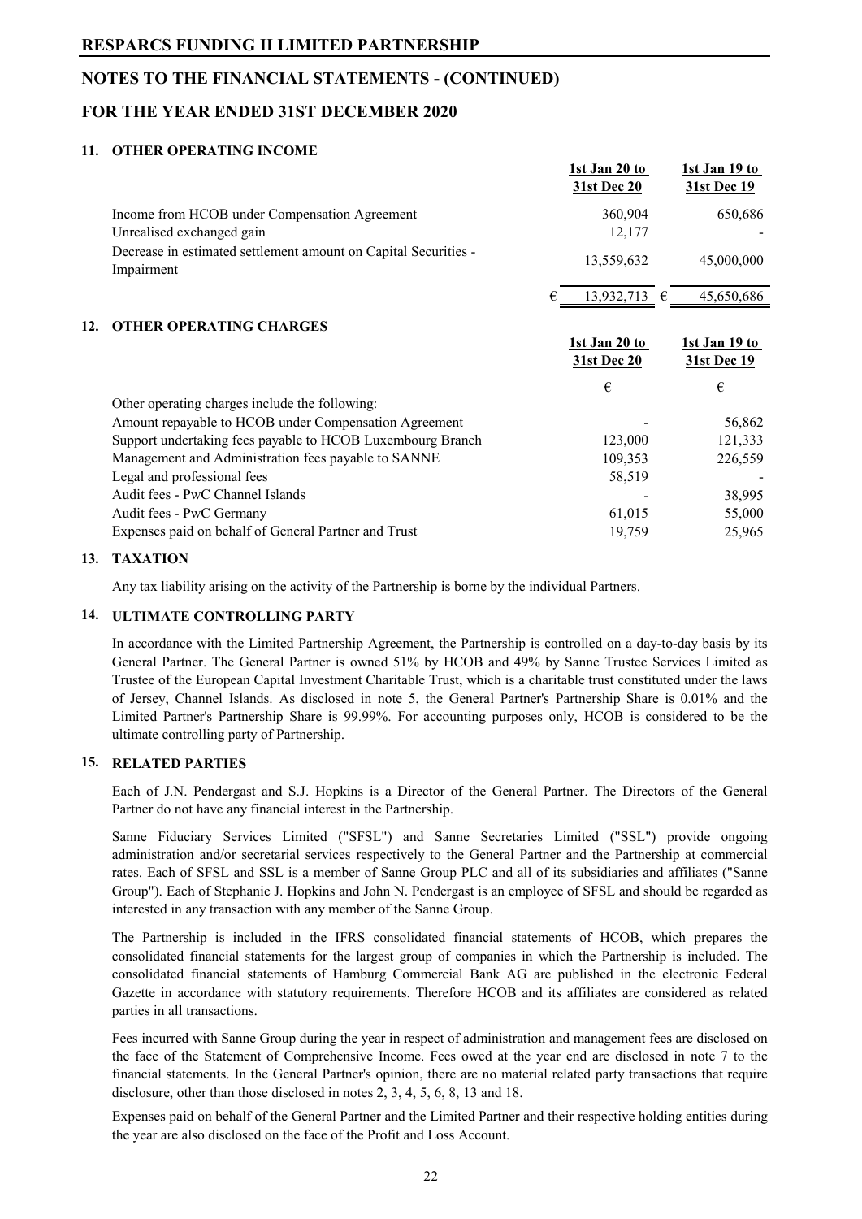## 11. OTHER OPERATING INCOME

| | 1st Jan 20 to 31st Dec 20 | 1st Jan 19 to 31st Dec 19 |
|---|---|---|
| Income from HCOB under Compensation Agreement | 360,904 | 650,686 |
| Unrealised exchanged gain | 12,177 | - |
| Decrease in estimated settlement amount on Capital Securities - Impairment | 13,559,632 | 45,000,000 |
| | € 13,932,713 | € 45,650,686 |

## 12. OTHER OPERATING CHARGES

| | 1st Jan 20 to 31st Dec 20 | 1st Jan 19 to 31st Dec 19 |
|---|---|---|
| | € | € |
| Other operating charges include the following: | | |
| Amount repayable to HCOB under Compensation Agreement | - | 56,862 |
| Support undertaking fees payable to HCOB Luxembourg Branch | 123,000 | 121,333 |
| Management and Administration fees payable to SANNE | 109,353 | 226,559 |
| Legal and professional fees | 58,519 | - |
| Audit fees - PwC Channel Islands | - | 38,995 |
| Audit fees - PwC Germany | 61,015 | 55,000 |
| Expenses paid on behalf of General Partner and Trust | 19,759 | 25,965 |

## 13. TAXATION

Any tax liability arising on the activity of the Partnership is borne by the individual Partners.

## 14. ULTIMATE CONTROLLING PARTY

In accordance with the Limited Partnership Agreement, the Partnership is controlled on a day-to-day basis by its General Partner. The General Partner is owned 51% by HCOB and 49% by Sanne Trustee Services Limited as Trustee of the European Capital Investment Charitable Trust, which is a charitable trust constituted under the laws of Jersey, Channel Islands. As disclosed in note 5, the General Partner's Partnership Share is 0.01% and the Limited Partner's Partnership Share is 99.99%. For accounting purposes only, HCOB is considered to be the ultimate controlling party of Partnership.

## 15. RELATED PARTIES

Each of J.N. Pendergast and S.J. Hopkins is a Director of the General Partner. The Directors of the General Partner do not have any financial interest in the Partnership.

Sanne Fiduciary Services Limited ("SFSL") and Sanne Secretaries Limited ("SSL") provide ongoing administration and/or secretarial services respectively to the General Partner and the Partnership at commercial rates. Each of SFSL and SSL is a member of Sanne Group PLC and all of its subsidiaries and affiliates ("Sanne Group"). Each of Stephanie J. Hopkins and John N. Pendergast is an employee of SFSL and should be regarded as interested in any transaction with any member of the Sanne Group.

The Partnership is included in the IFRS consolidated financial statements of HCOB, which prepares the consolidated financial statements for the largest group of companies in which the Partnership is included. The consolidated financial statements of Hamburg Commercial Bank AG are published in the electronic Federal Gazette in accordance with statutory requirements. Therefore HCOB and its affiliates are considered as related parties in all transactions.

Fees incurred with Sanne Group during the year in respect of administration and management fees are disclosed on the face of the Statement of Comprehensive Income. Fees owed at the year end are disclosed in note 7 to the financial statements. In the General Partner's opinion, there are no material related party transactions that require disclosure, other than those disclosed in notes 2, 3, 4, 5, 6, 8, 13 and 18.

Expenses paid on behalf of the General Partner and the Limited Partner and their respective holding entities during the year are also disclosed on the face of the Profit and Loss Account.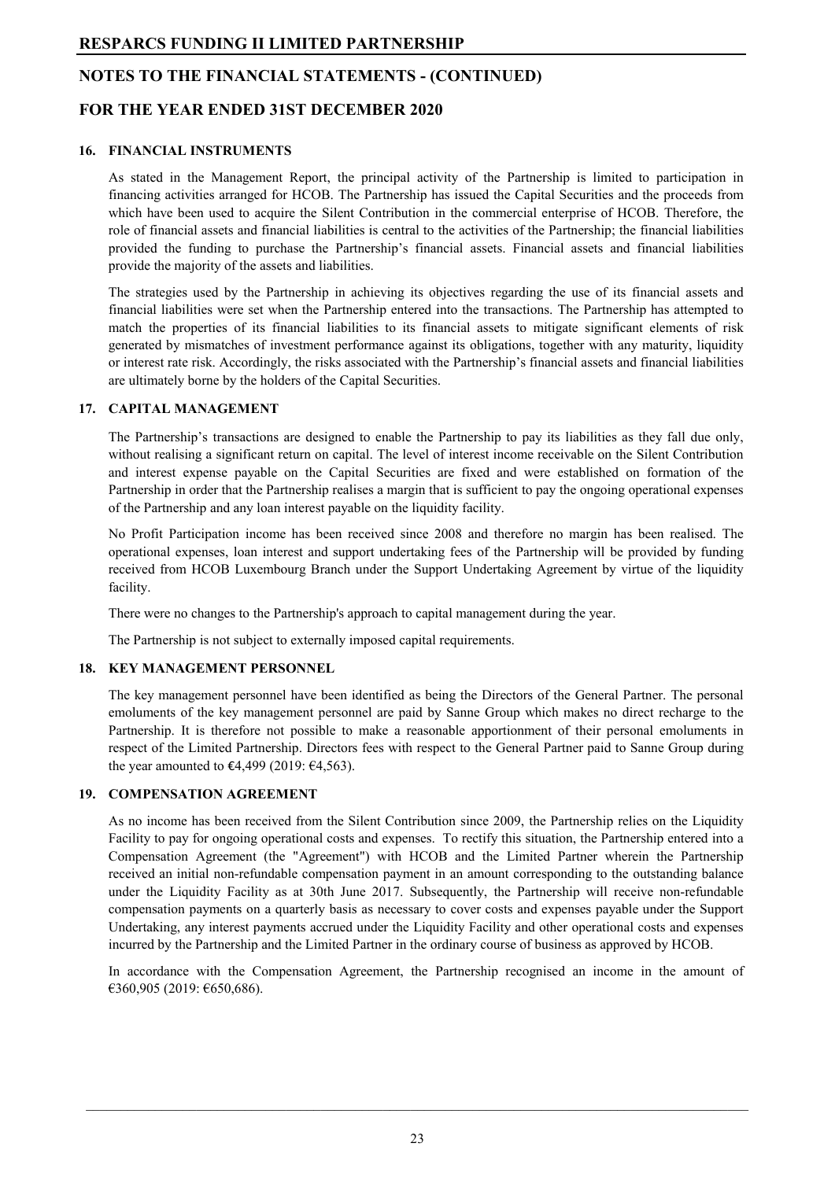## 16. FINANCIAL INSTRUMENTS

As stated in the Management Report, the principal activity of the Partnership is limited to participation in financing activities arranged for HCOB. The Partnership has issued the Capital Securities and the proceeds from which have been used to acquire the Silent Contribution in the commercial enterprise of HCOB. Therefore, the role of financial assets and financial liabilities is central to the activities of the Partnership; the financial liabilities provided the funding to purchase the Partnership's financial assets. Financial assets and financial liabilities provide the majority of the assets and liabilities.

The strategies used by the Partnership in achieving its objectives regarding the use of its financial assets and financial liabilities were set when the Partnership entered into the transactions. The Partnership has attempted to match the properties of its financial liabilities to its financial assets to mitigate significant elements of risk generated by mismatches of investment performance against its obligations, together with any maturity, liquidity or interest rate risk. Accordingly, the risks associated with the Partnership's financial assets and financial liabilities are ultimately borne by the holders of the Capital Securities.

## 17. CAPITAL MANAGEMENT

The Partnership's transactions are designed to enable the Partnership to pay its liabilities as they fall due only, without realising a significant return on capital. The level of interest income receivable on the Silent Contribution and interest expense payable on the Capital Securities are fixed and were established on formation of the Partnership in order that the Partnership realises a margin that is sufficient to pay the ongoing operational expenses of the Partnership and any loan interest payable on the liquidity facility.

No Profit Participation income has been received since 2008 and therefore no margin has been realised. The operational expenses, loan interest and support undertaking fees of the Partnership will be provided by funding received from HCOB Luxembourg Branch under the Support Undertaking Agreement by virtue of the liquidity facility.

There were no changes to the Partnership's approach to capital management during the year.

The Partnership is not subject to externally imposed capital requirements.

## 18. KEY MANAGEMENT PERSONNEL

The key management personnel have been identified as being the Directors of the General Partner. The personal emoluments of the key management personnel are paid by Sanne Group which makes no direct recharge to the Partnership. It is therefore not possible to make a reasonable apportionment of their personal emoluments in respect of the Limited Partnership. Directors fees with respect to the General Partner paid to Sanne Group during the year amounted to €4,499 (2019: €4,563).

## 19. COMPENSATION AGREEMENT

As no income has been received from the Silent Contribution since 2009, the Partnership relies on the Liquidity Facility to pay for ongoing operational costs and expenses. To rectify this situation, the Partnership entered into a Compensation Agreement (the "Agreement") with HCOB and the Limited Partner wherein the Partnership received an initial non-refundable compensation payment in an amount corresponding to the outstanding balance under the Liquidity Facility as at 30th June 2017. Subsequently, the Partnership will receive non-refundable compensation payments on a quarterly basis as necessary to cover costs and expenses payable under the Support Undertaking, any interest payments accrued under the Liquidity Facility and other operational costs and expenses incurred by the Partnership and the Limited Partner in the ordinary course of business as approved by HCOB.

In accordance with the Compensation Agreement, the Partnership recognised an income in the amount of €360,905 (2019: €650,686).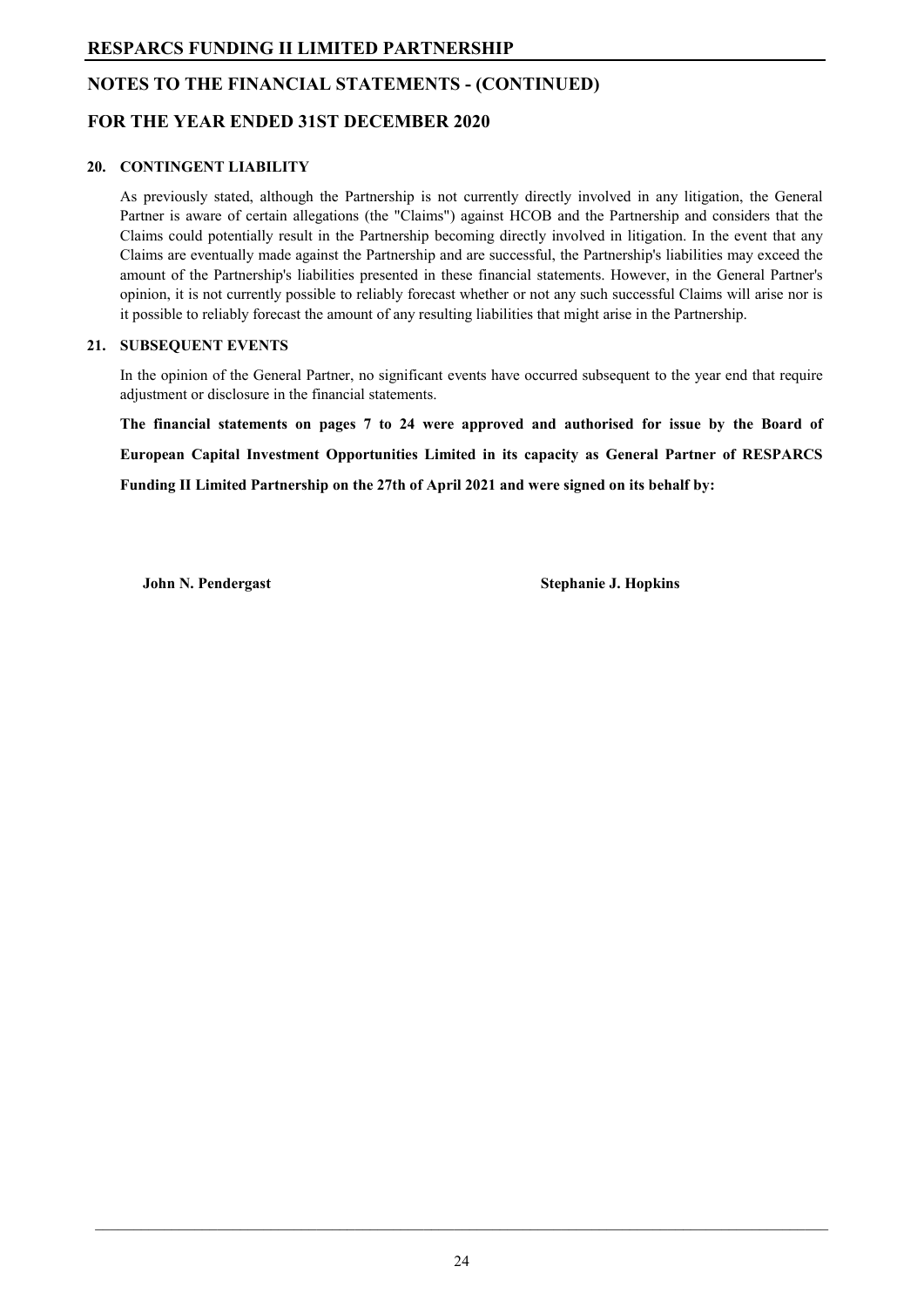# RESPARCS FUNDING II LIMITED PARTNERSHIP

## NOTES TO THE FINANCIAL STATEMENTS - (CONTINUED)

## FOR THE YEAR ENDED 31ST DECEMBER 2020

### 20. CONTINGENT LIABILITY

As previously stated, although the Partnership is not currently directly involved in any litigation, the General Partner is aware of certain allegations (the "Claims") against HCOB and the Partnership and considers that the Claims could potentially result in the Partnership becoming directly involved in litigation. In the event that any Claims are eventually made against the Partnership and are successful, the Partnership's liabilities may exceed the amount of the Partnership's liabilities presented in these financial statements. However, in the General Partner's opinion, it is not currently possible to reliably forecast whether or not any such successful Claims will arise nor is it possible to reliably forecast the amount of any resulting liabilities that might arise in the Partnership.

### 21. SUBSEQUENT EVENTS

In the opinion of the General Partner, no significant events have occurred subsequent to the year end that require adjustment or disclosure in the financial statements.

**The financial statements on pages 7 to 24 were approved and authorised for issue by the Board of European Capital Investment Opportunities Limited in its capacity as General Partner of RESPARCS Funding II Limited Partnership on the 27th of April 2021 and were signed on its behalf by:**

**John N. Pendergast** **Stephanie J. Hopkins**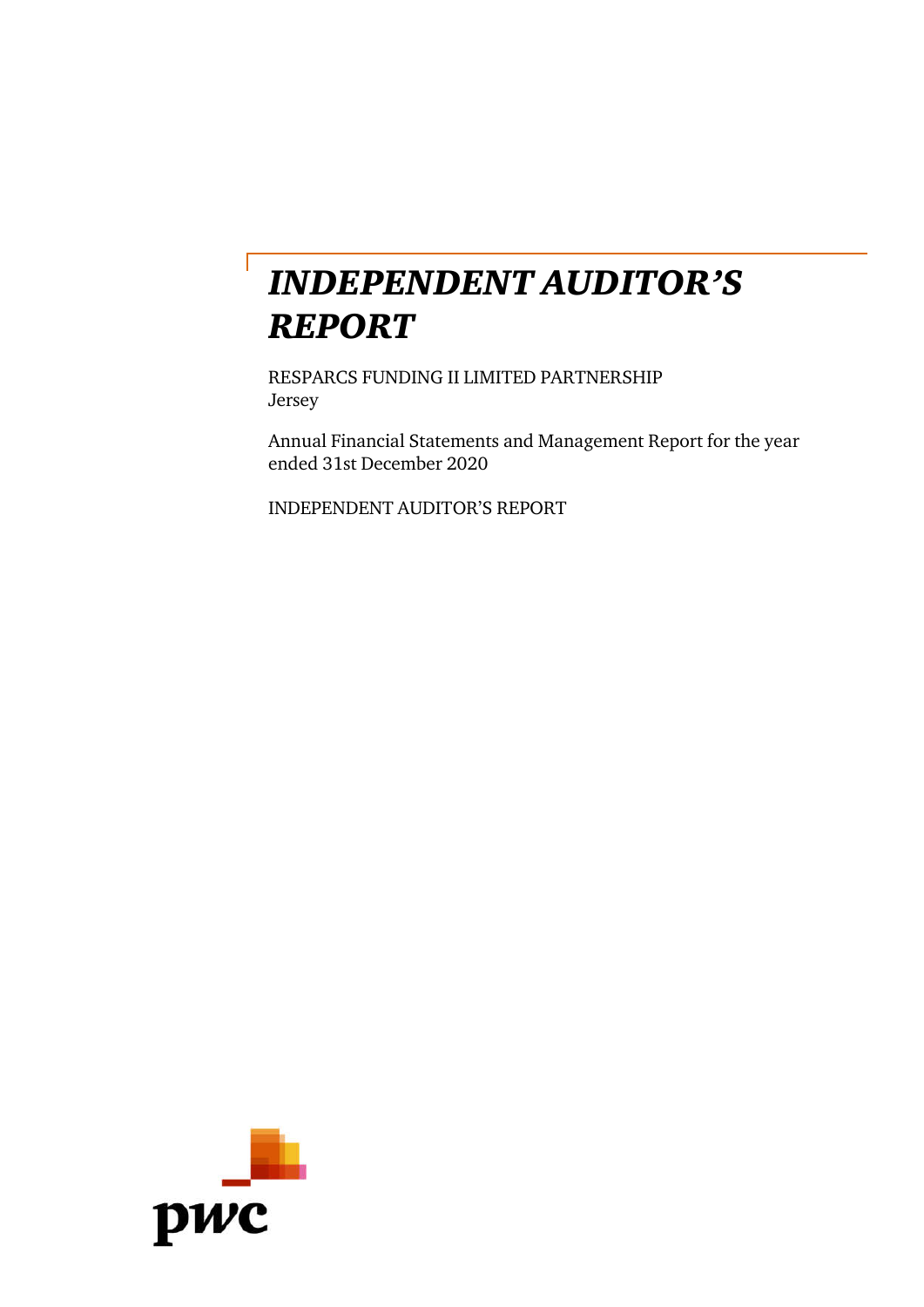# *INDEPENDENT AUDITOR'S REPORT*

RESPARCS FUNDING II LIMITED PARTNERSHIP
Jersey

Annual Financial Statements and Management Report for the year ended 31st December 2020

INDEPENDENT AUDITOR'S REPORT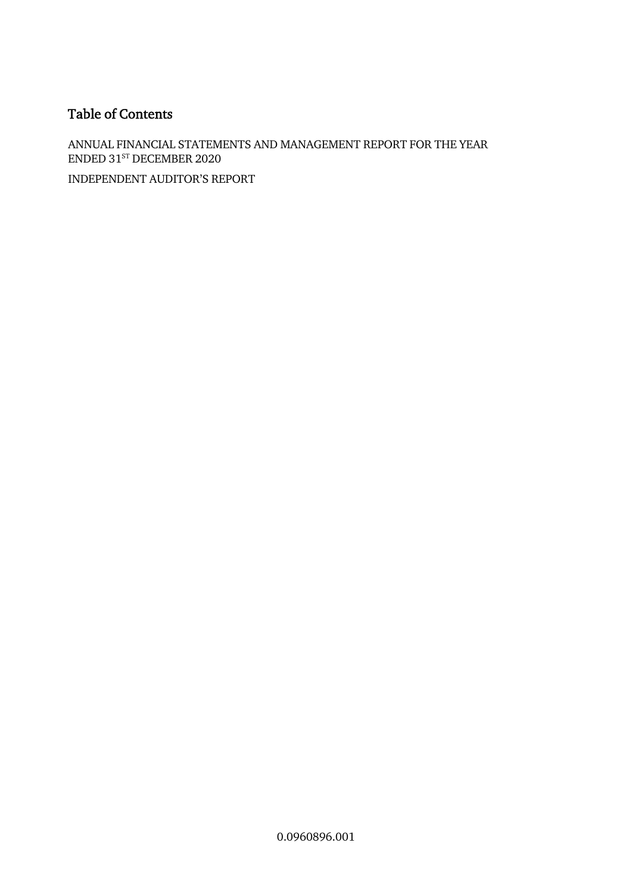# Table of Contents

ANNUAL FINANCIAL STATEMENTS AND MANAGEMENT REPORT FOR THE YEAR ENDED 31[ST] DECEMBER 2020

INDEPENDENT AUDITOR'S REPORT

0.0960896.001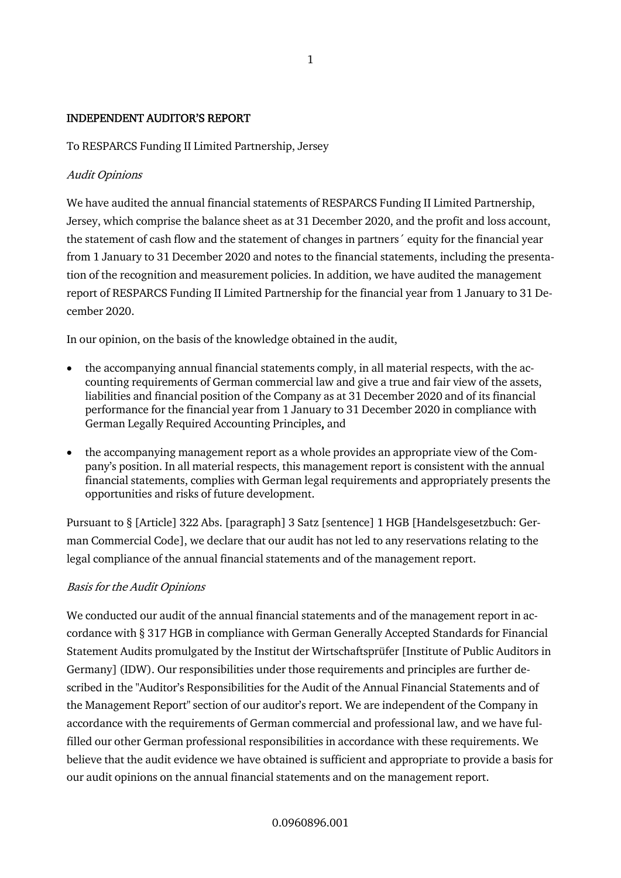## INDEPENDENT AUDITOR'S REPORT

To RESPARCS Funding II Limited Partnership, Jersey

*Audit Opinions*

We have audited the annual financial statements of RESPARCS Funding II Limited Partnership, Jersey, which comprise the balance sheet as at 31 December 2020, and the profit and loss account, the statement of cash flow and the statement of changes in partners´ equity for the financial year from 1 January to 31 December 2020 and notes to the financial statements, including the presentation of the recognition and measurement policies. In addition, we have audited the management report of RESPARCS Funding II Limited Partnership for the financial year from 1 January to 31 December 2020.

In our opinion, on the basis of the knowledge obtained in the audit,

- the accompanying annual financial statements comply, in all material respects, with the accounting requirements of German commercial law and give a true and fair view of the assets, liabilities and financial position of the Company as at 31 December 2020 and of its financial performance for the financial year from 1 January to 31 December 2020 in compliance with German Legally Required Accounting Principles, and
- the accompanying management report as a whole provides an appropriate view of the Company's position. In all material respects, this management report is consistent with the annual financial statements, complies with German legal requirements and appropriately presents the opportunities and risks of future development.

Pursuant to § [Article] 322 Abs. [paragraph] 3 Satz [sentence] 1 HGB [Handelsgesetzbuch: German Commercial Code], we declare that our audit has not led to any reservations relating to the legal compliance of the annual financial statements and of the management report.

*Basis for the Audit Opinions*

We conducted our audit of the annual financial statements and of the management report in accordance with § 317 HGB in compliance with German Generally Accepted Standards for Financial Statement Audits promulgated by the Institut der Wirtschaftsprüfer [Institute of Public Auditors in Germany] (IDW). Our responsibilities under those requirements and principles are further described in the "Auditor's Responsibilities for the Audit of the Annual Financial Statements and of the Management Report" section of our auditor's report. We are independent of the Company in accordance with the requirements of German commercial and professional law, and we have fulfilled our other German professional responsibilities in accordance with these requirements. We believe that the audit evidence we have obtained is sufficient and appropriate to provide a basis for our audit opinions on the annual financial statements and on the management report.

0.0960896.001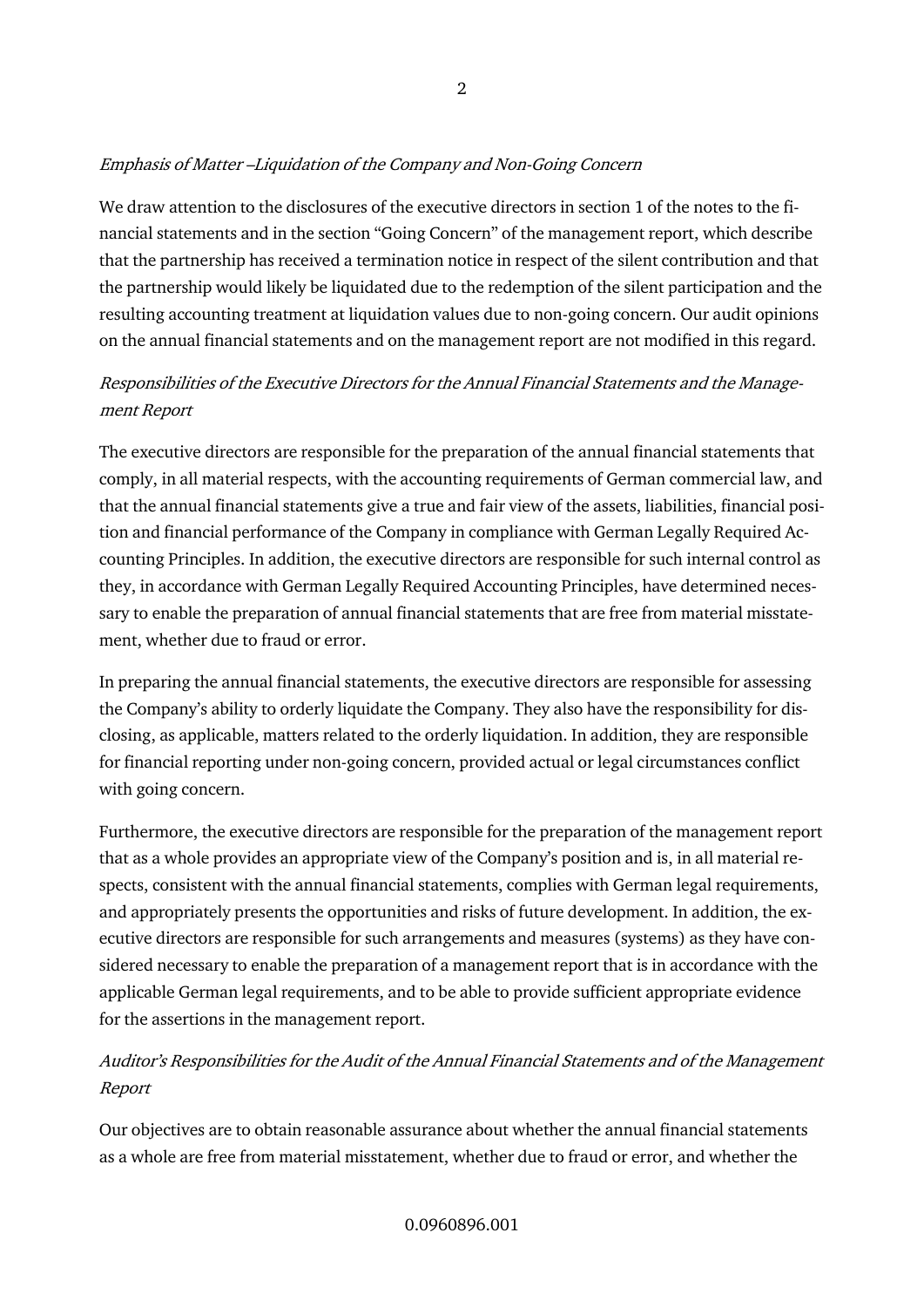*Emphasis of Matter –Liquidation of the Company and Non-Going Concern*

We draw attention to the disclosures of the executive directors in section 1 of the notes to the financial statements and in the section "Going Concern" of the management report, which describe that the partnership has received a termination notice in respect of the silent contribution and that the partnership would likely be liquidated due to the redemption of the silent participation and the resulting accounting treatment at liquidation values due to non-going concern. Our audit opinions on the annual financial statements and on the management report are not modified in this regard.

*Responsibilities of the Executive Directors for the Annual Financial Statements and the Management Report*

The executive directors are responsible for the preparation of the annual financial statements that comply, in all material respects, with the accounting requirements of German commercial law, and that the annual financial statements give a true and fair view of the assets, liabilities, financial position and financial performance of the Company in compliance with German Legally Required Accounting Principles. In addition, the executive directors are responsible for such internal control as they, in accordance with German Legally Required Accounting Principles, have determined necessary to enable the preparation of annual financial statements that are free from material misstatement, whether due to fraud or error.

In preparing the annual financial statements, the executive directors are responsible for assessing the Company's ability to orderly liquidate the Company. They also have the responsibility for disclosing, as applicable, matters related to the orderly liquidation. In addition, they are responsible for financial reporting under non-going concern, provided actual or legal circumstances conflict with going concern.

Furthermore, the executive directors are responsible for the preparation of the management report that as a whole provides an appropriate view of the Company's position and is, in all material respects, consistent with the annual financial statements, complies with German legal requirements, and appropriately presents the opportunities and risks of future development. In addition, the executive directors are responsible for such arrangements and measures (systems) as they have considered necessary to enable the preparation of a management report that is in accordance with the applicable German legal requirements, and to be able to provide sufficient appropriate evidence for the assertions in the management report.

*Auditor's Responsibilities for the Audit of the Annual Financial Statements and of the Management Report*

Our objectives are to obtain reasonable assurance about whether the annual financial statements as a whole are free from material misstatement, whether due to fraud or error, and whether the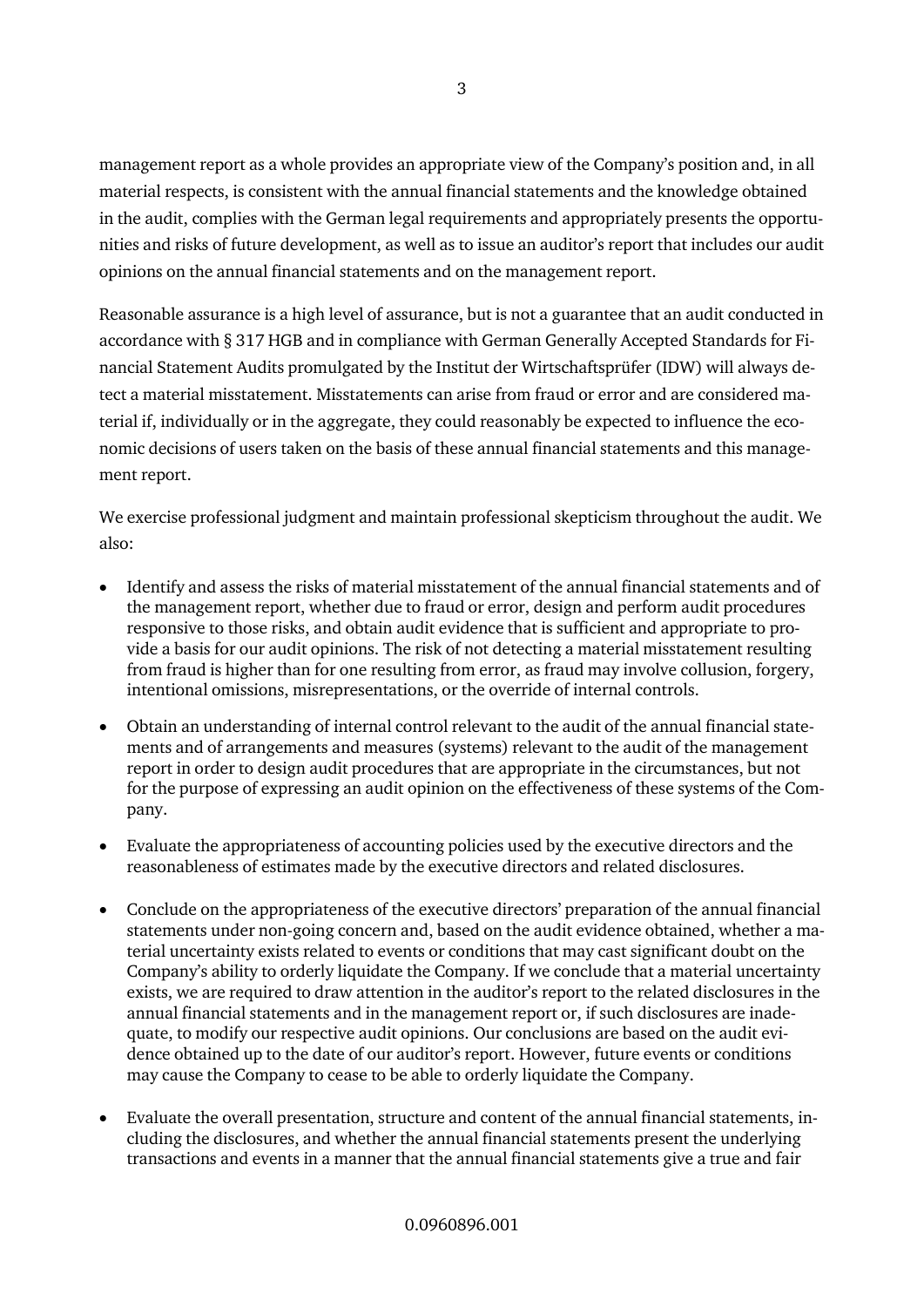management report as a whole provides an appropriate view of the Company's position and, in all material respects, is consistent with the annual financial statements and the knowledge obtained in the audit, complies with the German legal requirements and appropriately presents the opportunities and risks of future development, as well as to issue an auditor's report that includes our audit opinions on the annual financial statements and on the management report.

Reasonable assurance is a high level of assurance, but is not a guarantee that an audit conducted in accordance with § 317 HGB and in compliance with German Generally Accepted Standards for Financial Statement Audits promulgated by the Institut der Wirtschaftsprüfer (IDW) will always detect a material misstatement. Misstatements can arise from fraud or error and are considered material if, individually or in the aggregate, they could reasonably be expected to influence the economic decisions of users taken on the basis of these annual financial statements and this management report.

We exercise professional judgment and maintain professional skepticism throughout the audit. We also:

- Identify and assess the risks of material misstatement of the annual financial statements and of the management report, whether due to fraud or error, design and perform audit procedures responsive to those risks, and obtain audit evidence that is sufficient and appropriate to provide a basis for our audit opinions. The risk of not detecting a material misstatement resulting from fraud is higher than for one resulting from error, as fraud may involve collusion, forgery, intentional omissions, misrepresentations, or the override of internal controls.

- Obtain an understanding of internal control relevant to the audit of the annual financial statements and of arrangements and measures (systems) relevant to the audit of the management report in order to design audit procedures that are appropriate in the circumstances, but not for the purpose of expressing an audit opinion on the effectiveness of these systems of the Company.

- Evaluate the appropriateness of accounting policies used by the executive directors and the reasonableness of estimates made by the executive directors and related disclosures.

- Conclude on the appropriateness of the executive directors' preparation of the annual financial statements under non-going concern and, based on the audit evidence obtained, whether a material uncertainty exists related to events or conditions that may cast significant doubt on the Company's ability to orderly liquidate the Company. If we conclude that a material uncertainty exists, we are required to draw attention in the auditor's report to the related disclosures in the annual financial statements and in the management report or, if such disclosures are inadequate, to modify our respective audit opinions. Our conclusions are based on the audit evidence obtained up to the date of our auditor's report. However, future events or conditions may cause the Company to cease to be able to orderly liquidate the Company.

- Evaluate the overall presentation, structure and content of the annual financial statements, including the disclosures, and whether the annual financial statements present the underlying transactions and events in a manner that the annual financial statements give a true and fair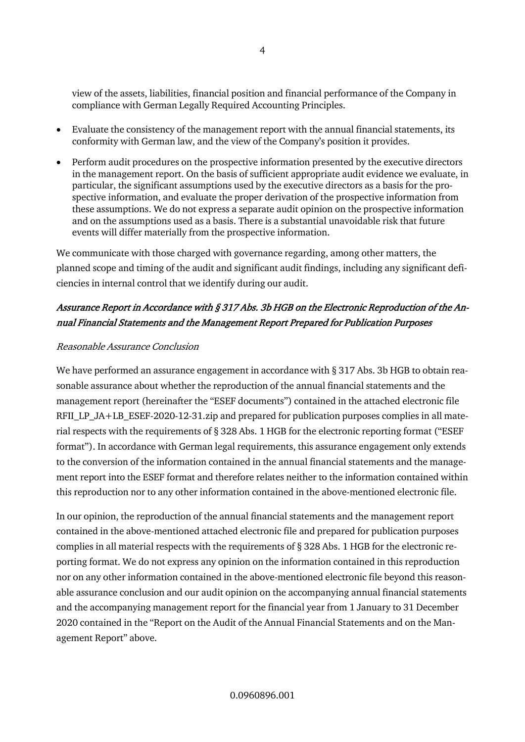view of the assets, liabilities, financial position and financial performance of the Company in compliance with German Legally Required Accounting Principles.

- Evaluate the consistency of the management report with the annual financial statements, its conformity with German law, and the view of the Company's position it provides.
- Perform audit procedures on the prospective information presented by the executive directors in the management report. On the basis of sufficient appropriate audit evidence we evaluate, in particular, the significant assumptions used by the executive directors as a basis for the prospective information, and evaluate the proper derivation of the prospective information from these assumptions. We do not express a separate audit opinion on the prospective information and on the assumptions used as a basis. There is a substantial unavoidable risk that future events will differ materially from the prospective information.

We communicate with those charged with governance regarding, among other matters, the planned scope and timing of the audit and significant audit findings, including any significant deficiencies in internal control that we identify during our audit.

## *Assurance Report in Accordance with § 317 Abs. 3b HGB on the Electronic Reproduction of the Annual Financial Statements and the Management Report Prepared for Publication Purposes*

### *Reasonable Assurance Conclusion*

We have performed an assurance engagement in accordance with § 317 Abs. 3b HGB to obtain reasonable assurance about whether the reproduction of the annual financial statements and the management report (hereinafter the "ESEF documents") contained in the attached electronic file RFII_LP_JA+LB_ESEF-2020-12-31.zip and prepared for publication purposes complies in all material respects with the requirements of § 328 Abs. 1 HGB for the electronic reporting format ("ESEF format"). In accordance with German legal requirements, this assurance engagement only extends to the conversion of the information contained in the annual financial statements and the management report into the ESEF format and therefore relates neither to the information contained within this reproduction nor to any other information contained in the above-mentioned electronic file.

In our opinion, the reproduction of the annual financial statements and the management report contained in the above-mentioned attached electronic file and prepared for publication purposes complies in all material respects with the requirements of § 328 Abs. 1 HGB for the electronic reporting format. We do not express any opinion on the information contained in this reproduction nor on any other information contained in the above-mentioned electronic file beyond this reasonable assurance conclusion and our audit opinion on the accompanying annual financial statements and the accompanying management report for the financial year from 1 January to 31 December 2020 contained in the "Report on the Audit of the Annual Financial Statements and on the Management Report" above.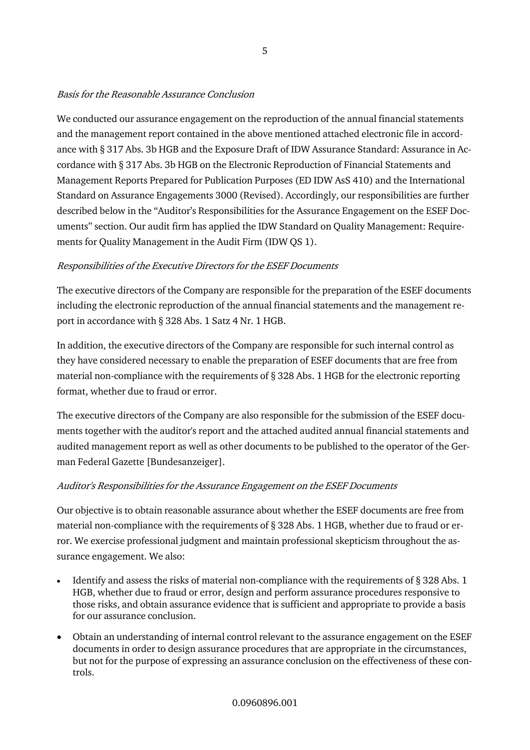*Basis for the Reasonable Assurance Conclusion*

We conducted our assurance engagement on the reproduction of the annual financial statements and the management report contained in the above mentioned attached electronic file in accordance with § 317 Abs. 3b HGB and the Exposure Draft of IDW Assurance Standard: Assurance in Accordance with § 317 Abs. 3b HGB on the Electronic Reproduction of Financial Statements and Management Reports Prepared for Publication Purposes (ED IDW AsS 410) and the International Standard on Assurance Engagements 3000 (Revised). Accordingly, our responsibilities are further described below in the "Auditor's Responsibilities for the Assurance Engagement on the ESEF Documents" section. Our audit firm has applied the IDW Standard on Quality Management: Requirements for Quality Management in the Audit Firm (IDW QS 1).

*Responsibilities of the Executive Directors for the ESEF Documents*

The executive directors of the Company are responsible for the preparation of the ESEF documents including the electronic reproduction of the annual financial statements and the management report in accordance with § 328 Abs. 1 Satz 4 Nr. 1 HGB.

In addition, the executive directors of the Company are responsible for such internal control as they have considered necessary to enable the preparation of ESEF documents that are free from material non-compliance with the requirements of § 328 Abs. 1 HGB for the electronic reporting format, whether due to fraud or error.

The executive directors of the Company are also responsible for the submission of the ESEF documents together with the auditor's report and the attached audited annual financial statements and audited management report as well as other documents to be published to the operator of the German Federal Gazette [Bundesanzeiger].

*Auditor's Responsibilities for the Assurance Engagement on the ESEF Documents*

Our objective is to obtain reasonable assurance about whether the ESEF documents are free from material non-compliance with the requirements of § 328 Abs. 1 HGB, whether due to fraud or error. We exercise professional judgment and maintain professional skepticism throughout the assurance engagement. We also:

- Identify and assess the risks of material non-compliance with the requirements of § 328 Abs. 1 HGB, whether due to fraud or error, design and perform assurance procedures responsive to those risks, and obtain assurance evidence that is sufficient and appropriate to provide a basis for our assurance conclusion.
- Obtain an understanding of internal control relevant to the assurance engagement on the ESEF documents in order to design assurance procedures that are appropriate in the circumstances, but not for the purpose of expressing an assurance conclusion on the effectiveness of these controls.

0.0960896.001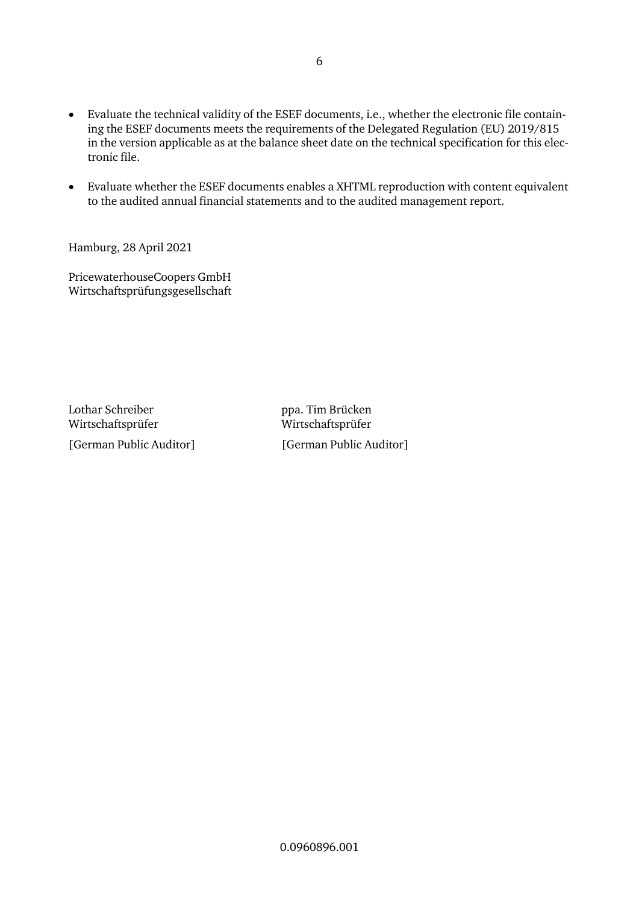- Evaluate the technical validity of the ESEF documents, i.e., whether the electronic file containing the ESEF documents meets the requirements of the Delegated Regulation (EU) 2019/815 in the version applicable as at the balance sheet date on the technical specification for this electronic file.

- Evaluate whether the ESEF documents enables a XHTML reproduction with content equivalent to the audited annual financial statements and to the audited management report.

Hamburg, 28 April 2021

PricewaterhouseCoopers GmbH
Wirtschaftsprüfungsgesellschaft

| | |
|---|---|
| Lothar Schreiber<br>Wirtschaftsprüfer<br>[German Public Auditor] | ppa. Tim Brücken<br>Wirtschaftsprüfer<br>[German Public Auditor] |

0.0960896.001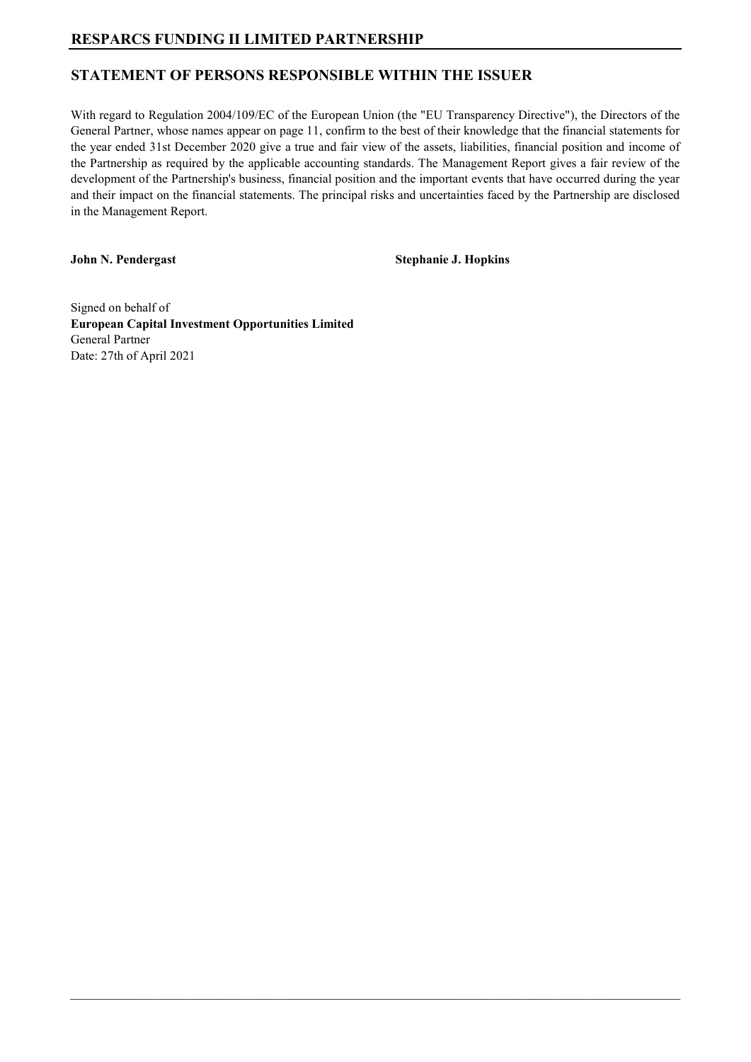## STATEMENT OF PERSONS RESPONSIBLE WITHIN THE ISSUER

With regard to Regulation 2004/109/EC of the European Union (the "EU Transparency Directive"), the Directors of the General Partner, whose names appear on page 11, confirm to the best of their knowledge that the financial statements for the year ended 31st December 2020 give a true and fair view of the assets, liabilities, financial position and income of the Partnership as required by the applicable accounting standards. The Management Report gives a fair review of the development of the Partnership's business, financial position and the important events that have occurred during the year and their impact on the financial statements. The principal risks and uncertainties faced by the Partnership are disclosed in the Management Report.

**John N. Pendergast** **Stephanie J. Hopkins**

Signed on behalf of
**European Capital Investment Opportunities Limited**
General Partner
Date: 27th of April 2021